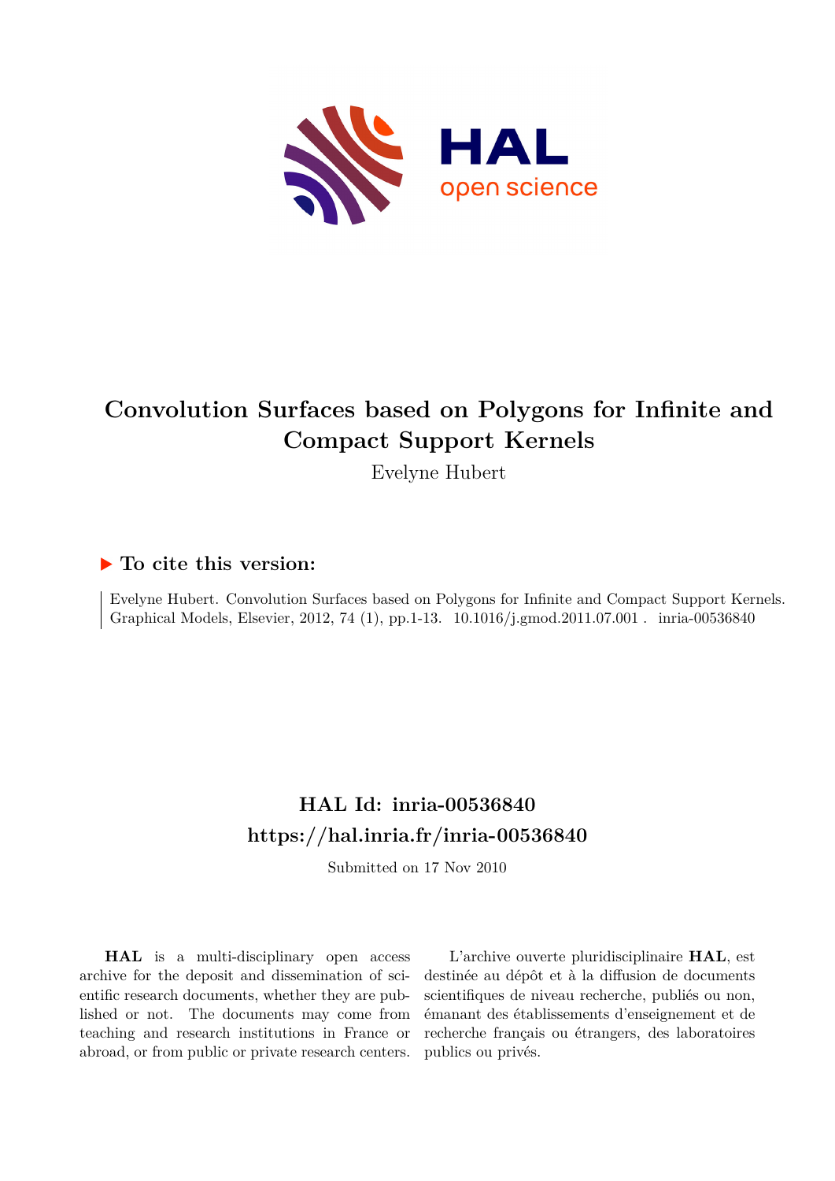# Convolution Surfaces based on Polygons for Infinite and Compact Support Kernels

Evelyne Hubert

## ▶ To cite this version:

Evelyne Hubert. Convolution Surfaces based on Polygons for Infinite and Compact Support Kernels. Graphical Models, Elsevier, 2012, 74 (1), pp.1-13. 10.1016/j.gmod.2011.07.001 . inria-00536840

## HAL Id: inria-00536840
## https://hal.inria.fr/inria-00536840

Submitted on 17 Nov 2010

**HAL** is a multi-disciplinary open access archive for the deposit and dissemination of scientific research documents, whether they are published or not. The documents may come from teaching and research institutions in France or abroad, or from public or private research centers.

L'archive ouverte pluridisciplinaire **HAL**, est destinée au dépôt et à la diffusion de documents scientifiques de niveau recherche, publiés ou non, émanant des établissements d'enseignement et de recherche français ou étrangers, des laboratoires publics ou privés.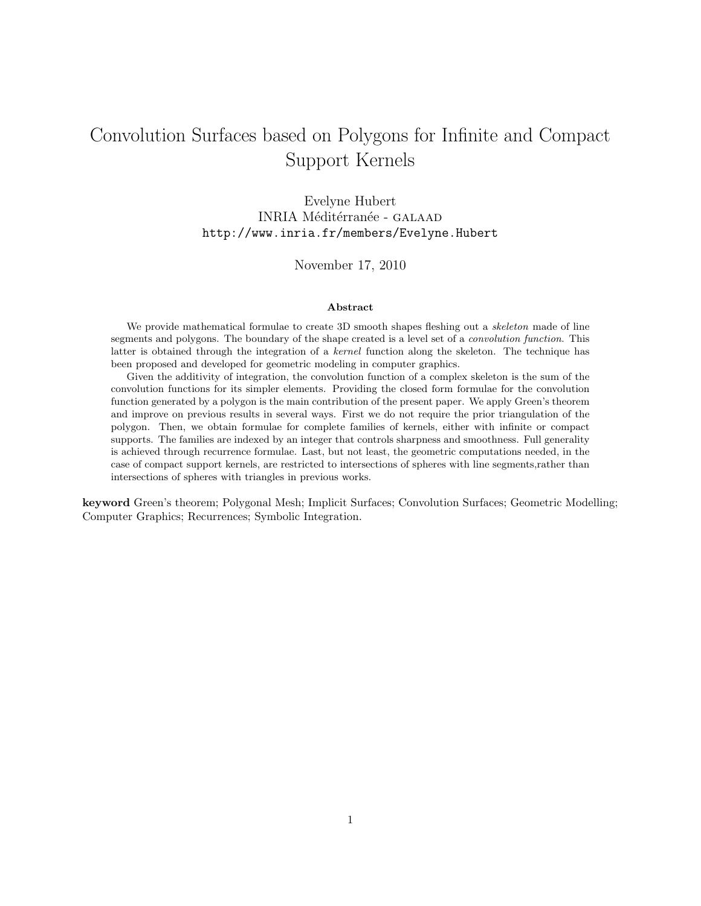# Convolution Surfaces based on Polygons for Infinite and Compact Support Kernels

Evelyne Hubert
INRIA Méditérranée - GALAAD
http://www.inria.fr/members/Evelyne.Hubert

November 17, 2010

**Abstract**

We provide mathematical formulae to create 3D smooth shapes fleshing out a *skeleton* made of line segments and polygons. The boundary of the shape created is a level set of a *convolution function*. This latter is obtained through the integration of a *kernel* function along the skeleton. The technique has been proposed and developed for geometric modeling in computer graphics.

Given the additivity of integration, the convolution function of a complex skeleton is the sum of the convolution functions for its simpler elements. Providing the closed form formulae for the convolution function generated by a polygon is the main contribution of the present paper. We apply Green's theorem and improve on previous results in several ways. First we do not require the prior triangulation of the polygon. Then, we obtain formulae for complete families of kernels, either with infinite or compact supports. The families are indexed by an integer that controls sharpness and smoothness. Full generality is achieved through recurrence formulae. Last, but not least, the geometric computations needed, in the case of compact support kernels, are restricted to intersections of spheres with line segments,rather than intersections of spheres with triangles in previous works.

**keyword** Green's theorem; Polygonal Mesh; Implicit Surfaces; Convolution Surfaces; Geometric Modelling; Computer Graphics; Recurrences; Symbolic Integration.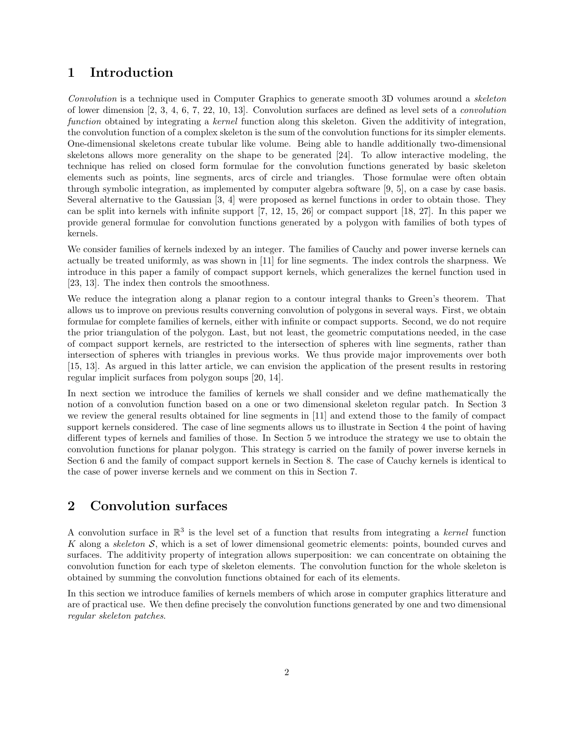# 1 Introduction

*Convolution* is a technique used in Computer Graphics to generate smooth 3D volumes around a *skeleton* of lower dimension [2, 3, 4, 6, 7, 22, 10, 13]. Convolution surfaces are defined as level sets of a *convolution function* obtained by integrating a *kernel* function along this skeleton. Given the additivity of integration, the convolution function of a complex skeleton is the sum of the convolution functions for its simpler elements. One-dimensional skeletons create tubular like volume. Being able to handle additionally two-dimensional skeletons allows more generality on the shape to be generated [24]. To allow interactive modeling, the technique has relied on closed form formulae for the convolution functions generated by basic skeleton elements such as points, line segments, arcs of circle and triangles. Those formulae were often obtain through symbolic integration, as implemented by computer algebra software [9, 5], on a case by case basis. Several alternative to the Gaussian [3, 4] were proposed as kernel functions in order to obtain those. They can be split into kernels with infinite support [7, 12, 15, 26] or compact support [18, 27]. In this paper we provide general formulae for convolution functions generated by a polygon with families of both types of kernels.

We consider families of kernels indexed by an integer. The families of Cauchy and power inverse kernels can actually be treated uniformly, as was shown in [11] for line segments. The index controls the sharpness. We introduce in this paper a family of compact support kernels, which generalizes the kernel function used in [23, 13]. The index then controls the smoothness.

We reduce the integration along a planar region to a contour integral thanks to Green's theorem. That allows us to improve on previous results converning convolution of polygons in several ways. First, we obtain formulae for complete families of kernels, either with infinite or compact supports. Second, we do not require the prior triangulation of the polygon. Last, but not least, the geometric computations needed, in the case of compact support kernels, are restricted to the intersection of spheres with line segments, rather than intersection of spheres with triangles in previous works. We thus provide major improvements over both [15, 13]. As argued in this latter article, we can envision the application of the present results in restoring regular implicit surfaces from polygon soups [20, 14].

In next section we introduce the families of kernels we shall consider and we define mathematically the notion of a convolution function based on a one or two dimensional skeleton regular patch. In Section 3 we review the general results obtained for line segments in [11] and extend those to the family of compact support kernels considered. The case of line segments allows us to illustrate in Section 4 the point of having different types of kernels and families of those. In Section 5 we introduce the strategy we use to obtain the convolution functions for planar polygon. This strategy is carried on the family of power inverse kernels in Section 6 and the family of compact support kernels in Section 8. The case of Cauchy kernels is identical to the case of power inverse kernels and we comment on this in Section 7.

# 2 Convolution surfaces

A convolution surface in $\mathbb{R}^3$ is the level set of a function that results from integrating a *kernel* function $K$ along a *skeleton* $\mathcal{S}$, which is a set of lower dimensional geometric elements: points, bounded curves and surfaces. The additivity property of integration allows superposition: we can concentrate on obtaining the convolution function for each type of skeleton elements. The convolution function for the whole skeleton is obtained by summing the convolution functions obtained for each of its elements.

In this section we introduce families of kernels members of which arose in computer graphics litterature and are of practical use. We then define precisely the convolution functions generated by one and two dimensional *regular skeleton patches*.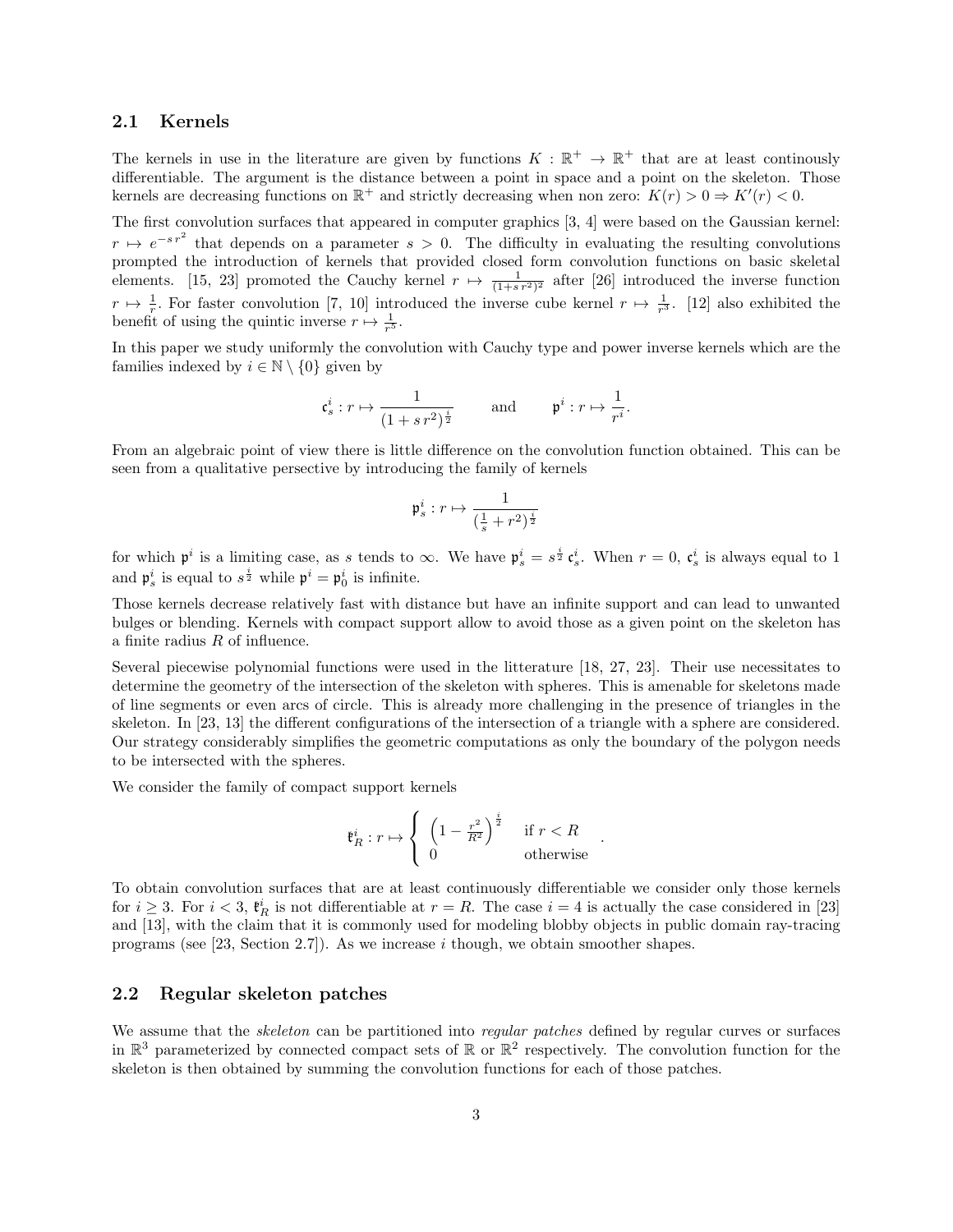### 2.1 Kernels

The kernels in use in the literature are given by functions $K : \mathbb{R}^+ \to \mathbb{R}^+$ that are at least continously differentiable. The argument is the distance between a point in space and a point on the skeleton. Those kernels are decreasing functions on $\mathbb{R}^+$ and strictly decreasing when non zero: $K(r) > 0 \Rightarrow K'(r) < 0$.

The first convolution surfaces that appeared in computer graphics [3, 4] were based on the Gaussian kernel: $r \mapsto e^{-s\,r^2}$ that depends on a parameter $s > 0$. The difficulty in evaluating the resulting convolutions prompted the introduction of kernels that provided closed form convolution functions on basic skeletal elements. [15, 23] promoted the Cauchy kernel $r \mapsto \frac{1}{(1+s\,r^2)^2}$ after [26] introduced the inverse function $r \mapsto \frac{1}{r}$. For faster convolution [7, 10] introduced the inverse cube kernel $r \mapsto \frac{1}{r^3}$. [12] also exhibited the benefit of using the quintic inverse $r \mapsto \frac{1}{r^5}$.

In this paper we study uniformly the convolution with Cauchy type and power inverse kernels which are the families indexed by $i \in \mathbb{N} \setminus \{0\}$ given by

$$\mathfrak{c}_s^i : r \mapsto \frac{1}{(1+s\,r^2)^{\frac{i}{2}}} \qquad \text{and} \qquad \mathfrak{p}^i : r \mapsto \frac{1}{r^i}.$$

From an algebraic point of view there is little difference on the convolution function obtained. This can be seen from a qualitative persective by introducing the family of kernels

$$\mathfrak{p}_s^i : r \mapsto \frac{1}{(\frac{1}{s}+r^2)^{\frac{i}{2}}}$$

for which $\mathfrak{p}^i$ is a limiting case, as $s$ tends to $\infty$. We have $\mathfrak{p}_s^i = s^{\frac{i}{2}}\,\mathfrak{c}_s^i$. When $r = 0$, $\mathfrak{c}_s^i$ is always equal to 1 and $\mathfrak{p}_s^i$ is equal to $s^{\frac{i}{2}}$ while $\mathfrak{p}^i = \mathfrak{p}_0^i$ is infinite.

Those kernels decrease relatively fast with distance but have an infinite support and can lead to unwanted bulges or blending. Kernels with compact support allow to avoid those as a given point on the skeleton has a finite radius $R$ of influence.

Several piecewise polynomial functions were used in the litterature [18, 27, 23]. Their use necessitates to determine the geometry of the intersection of the skeleton with spheres. This is amenable for skeletons made of line segments or even arcs of circle. This is already more challenging in the presence of triangles in the skeleton. In [23, 13] the different configurations of the intersection of a triangle with a sphere are considered. Our strategy considerably simplifies the geometric computations as only the boundary of the polygon needs to be intersected with the spheres.

We consider the family of compact support kernels

$$\mathfrak{k}_R^i : r \mapsto \begin{cases} \left(1 - \frac{r^2}{R^2}\right)^{\frac{i}{2}} & \text{if } r < R \\ 0 & \text{otherwise} \end{cases}.$$

To obtain convolution surfaces that are at least continuously differentiable we consider only those kernels for $i \geq 3$. For $i < 3$, $\mathfrak{k}_R^i$ is not differentiable at $r = R$. The case $i = 4$ is actually the case considered in [23] and [13], with the claim that it is commonly used for modeling blobby objects in public domain ray-tracing programs (see [23, Section 2.7]). As we increase $i$ though, we obtain smoother shapes.

### 2.2 Regular skeleton patches

We assume that the *skeleton* can be partitioned into *regular patches* defined by regular curves or surfaces in $\mathbb{R}^3$ parameterized by connected compact sets of $\mathbb{R}$ or $\mathbb{R}^2$ respectively. The convolution function for the skeleton is then obtained by summing the convolution functions for each of those patches.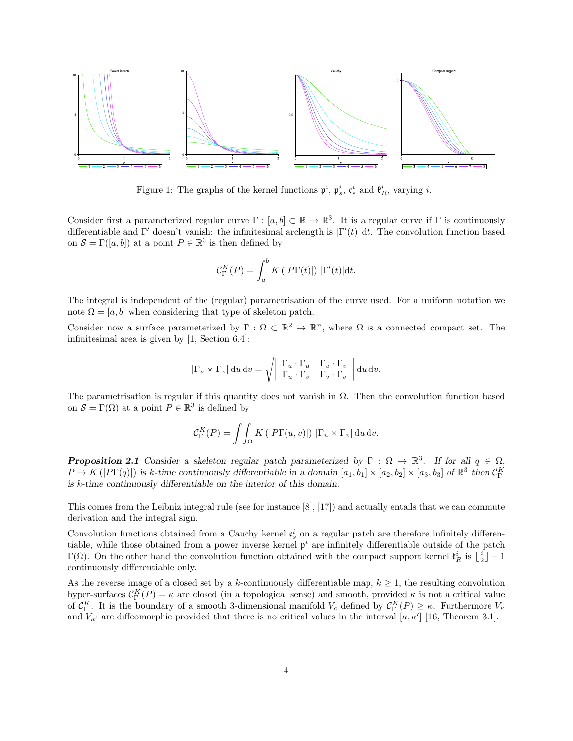Figure 1: The graphs of the kernel functions $\mathfrak{p}^i$, $\mathfrak{p}^i_s$, $\mathfrak{c}^i_s$ and $\mathfrak{k}^i_R$, varying $i$.

Consider first a parameterized regular curve $\Gamma : [a, b] \subset \mathbb{R} \to \mathbb{R}^3$. It is a regular curve if $\Gamma$ is continuously differentiable and $\Gamma'$ doesn't vanish: the infinitesimal arclength is $|\Gamma'(t)|\,\mathrm{d}t$. The convolution function based on $\mathcal{S} = \Gamma([a, b])$ at a point $P \in \mathbb{R}^3$ is then defined by

$$\mathcal{C}^K_\Gamma(P) = \int_a^b K\left(|P\Gamma(t)|\right)\ |\Gamma'(t)|\mathrm{d}t.$$

The integral is independent of the (regular) parametrisation of the curve used. For a uniform notation we note $\Omega = [a, b]$ when considering that type of skeleton patch.

Consider now a surface parameterized by $\Gamma : \Omega \subset \mathbb{R}^2 \to \mathbb{R}^n$, where $\Omega$ is a connected compact set. The infinitesimal area is given by [1, Section 6.4]:

$$|\Gamma_u \times \Gamma_v|\,\mathrm{d}u\,\mathrm{d}v = \sqrt{\left|\begin{array}{cc} \Gamma_u \cdot \Gamma_u & \Gamma_u \cdot \Gamma_v \\ \Gamma_u \cdot \Gamma_v & \Gamma_v \cdot \Gamma_v \end{array}\right|}\,\mathrm{d}u\,\mathrm{d}v.$$

The parametrisation is regular if this quantity does not vanish in $\Omega$. Then the convolution function based on $\mathcal{S} = \Gamma(\Omega)$ at a point $P \in \mathbb{R}^3$ is defined by

$$\mathcal{C}^K_\Gamma(P) = \int\int_\Omega K\left(|P\Gamma(u, v)|\right)\ |\Gamma_u \times \Gamma_v|\,\mathrm{d}u\,\mathrm{d}v.$$

***Proposition 2.1*** *Consider a skeleton regular patch parameterized by $\Gamma : \Omega \to \mathbb{R}^3$. If for all $q \in \Omega$, $P \mapsto K(|P\Gamma(q)|)$ is k-time continuously differentiable in a domain $[a_1, b_1] \times [a_2, b_2] \times [a_3, b_3]$ of $\mathbb{R}^3$ then $\mathcal{C}^K_\Gamma$ is k-time continuously differentiable on the interior of this domain.*

This comes from the Leibniz integral rule (see for instance [8], [17]) and actually entails that we can commute derivation and the integral sign.

Convolution functions obtained from a Cauchy kernel $\mathfrak{c}^i_s$ on a regular patch are therefore infinitely differentiable, while those obtained from a power inverse kernel $\mathfrak{p}^i$ are infinitely differentiable outside of the patch $\Gamma(\Omega)$. On the other hand the convolution function obtained with the compact support kernel $\mathfrak{k}^i_R$ is $\lfloor \frac{i}{2} \rfloor - 1$ continuously differentiable only.

As the reverse image of a closed set by a $k$-continuously differentiable map, $k \geq 1$, the resulting convolution hyper-surfaces $\mathcal{C}^K_\Gamma(P) = \kappa$ are closed (in a topological sense) and smooth, provided $\kappa$ is not a critical value of $\mathcal{C}^K_\Gamma$. It is the boundary of a smooth 3-dimensional manifold $V_c$ defined by $\mathcal{C}^K_\Gamma(P) \geq \kappa$. Furthermore $V_\kappa$ and $V_{\kappa'}$ are diffeomorphic provided that there is no critical values in the interval $[\kappa, \kappa']$ [16, Theorem 3.1].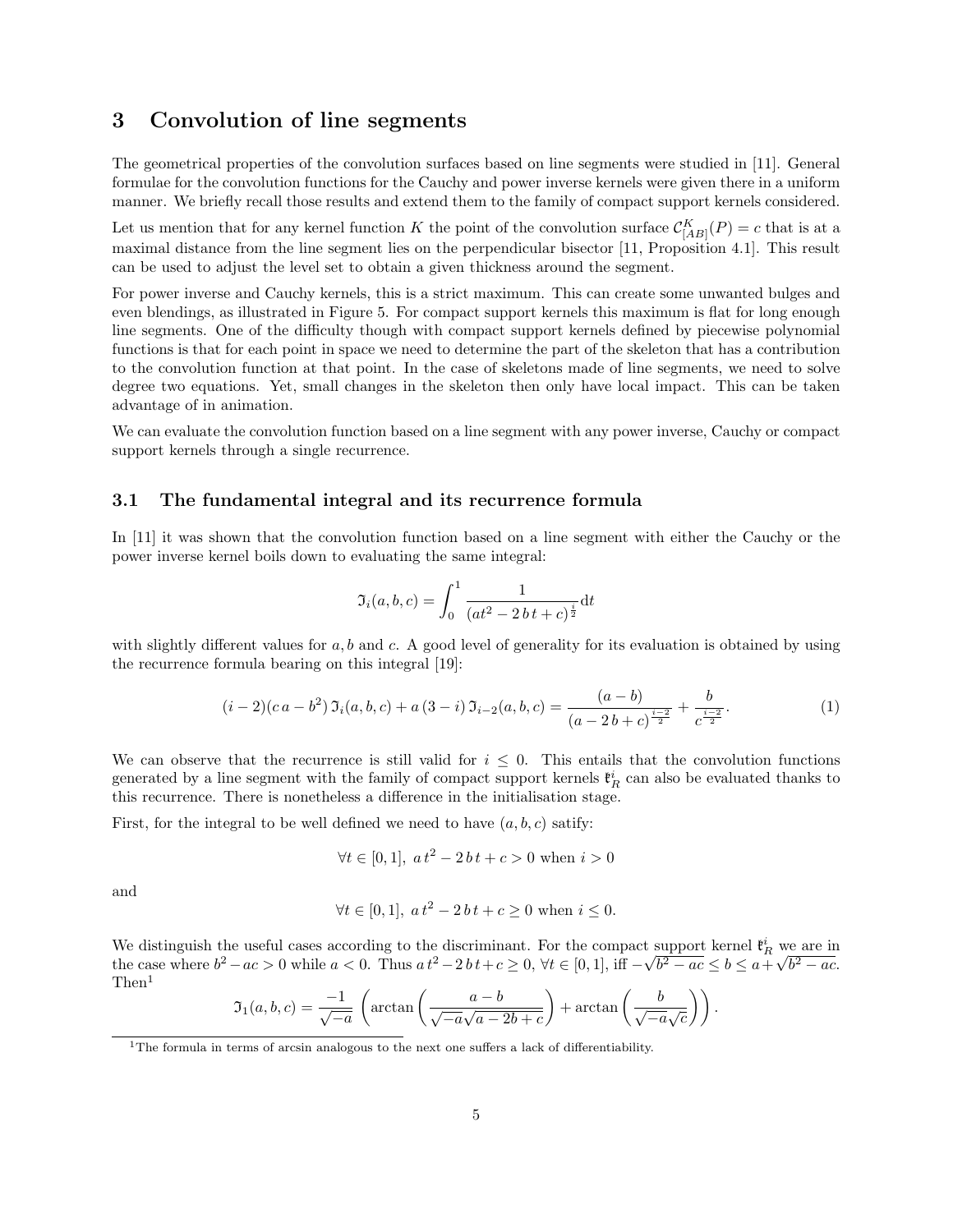## 3 Convolution of line segments

The geometrical properties of the convolution surfaces based on line segments were studied in [11]. General formulae for the convolution functions for the Cauchy and power inverse kernels were given there in a uniform manner. We briefly recall those results and extend them to the family of compact support kernels considered.

Let us mention that for any kernel function $K$ the point of the convolution surface $\mathcal{C}^K_{[AB]}(P) = c$ that is at a maximal distance from the line segment lies on the perpendicular bisector [11, Proposition 4.1]. This result can be used to adjust the level set to obtain a given thickness around the segment.

For power inverse and Cauchy kernels, this is a strict maximum. This can create some unwanted bulges and even blendings, as illustrated in Figure 5. For compact support kernels this maximum is flat for long enough line segments. One of the difficulty though with compact support kernels defined by piecewise polynomial functions is that for each point in space we need to determine the part of the skeleton that has a contribution to the convolution function at that point. In the case of skeletons made of line segments, we need to solve degree two equations. Yet, small changes in the skeleton then only have local impact. This can be taken advantage of in animation.

We can evaluate the convolution function based on a line segment with any power inverse, Cauchy or compact support kernels through a single recurrence.

### 3.1 The fundamental integral and its recurrence formula

In [11] it was shown that the convolution function based on a line segment with either the Cauchy or the power inverse kernel boils down to evaluating the same integral:

$$\mathfrak{I}_i(a,b,c) = \int_0^1 \frac{1}{(at^2 - 2\,b\,t + c)^{\frac{i}{2}}}\mathrm{d}t$$

with slightly different values for $a, b$ and $c$. A good level of generality for its evaluation is obtained by using the recurrence formula bearing on this integral [19]:

$$(i-2)(c\,a - b^2)\,\mathfrak{I}_i(a,b,c) + a\,(3-i)\,\mathfrak{I}_{i-2}(a,b,c) = \frac{(a-b)}{(a-2\,b+c)^{\frac{i-2}{2}}} + \frac{b}{c^{\frac{i-2}{2}}}. \tag{1}$$

We can observe that the recurrence is still valid for $i \le 0$. This entails that the convolution functions generated by a line segment with the family of compact support kernels $\mathfrak{k}^i_R$ can also be evaluated thanks to this recurrence. There is nonetheless a difference in the initialisation stage.

First, for the integral to be well defined we need to have $(a,b,c)$ satisfy:

$$\forall t \in [0,1],\ a\,t^2 - 2\,b\,t + c > 0 \text{ when } i > 0$$

and

$$\forall t \in [0,1],\ a\,t^2 - 2\,b\,t + c \ge 0 \text{ when } i \le 0.$$

We distinguish the useful cases according to the discriminant. For the compact support kernel $\mathfrak{k}^i_R$ we are in the case where $b^2 - ac > 0$ while $a < 0$. Thus $a\,t^2 - 2\,b\,t + c \ge 0$, $\forall t \in [0,1]$, iff $-\sqrt{b^2 - ac} \le b \le a + \sqrt{b^2 - ac}$. Then[1]

$$\mathfrak{I}_1(a,b,c) = \frac{-1}{\sqrt{-a}}\left(\arctan\left(\frac{a-b}{\sqrt{-a}\sqrt{a-2b+c}}\right) + \arctan\left(\frac{b}{\sqrt{-a}\sqrt{c}}\right)\right).$$

[1] The formula in terms of arcsin analogous to the next one suffers a lack of differentiability.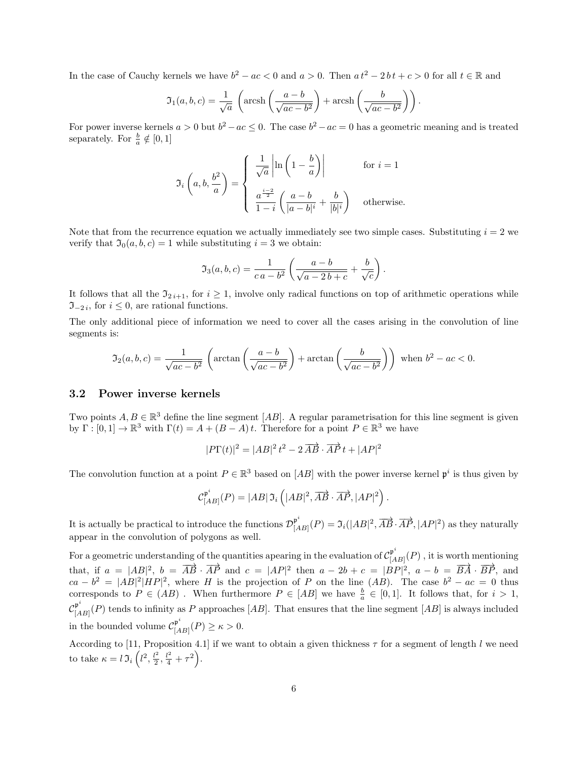In the case of Cauchy kernels we have $b^2 - ac < 0$ and $a > 0$. Then $a\,t^2 - 2\,b\,t + c > 0$ for all $t \in \mathbb{R}$ and

$$\mathfrak{I}_1(a,b,c) = \frac{1}{\sqrt{a}}\left(\operatorname{arcsh}\left(\frac{a-b}{\sqrt{ac-b^2}}\right) + \operatorname{arcsh}\left(\frac{b}{\sqrt{ac-b^2}}\right)\right).$$

For power inverse kernels $a > 0$ but $b^2 - ac \leq 0$. The case $b^2 - ac = 0$ has a geometric meaning and is treated separately. For $\frac{b}{a} \notin [0,1]$

$$\mathfrak{I}_i\left(a, b, \frac{b^2}{a}\right) = \begin{cases} \dfrac{1}{\sqrt{a}}\left|\ln\left(1 - \dfrac{b}{a}\right)\right| & \text{for } i = 1 \\[2ex] \dfrac{a^{\frac{i-2}{2}}}{1-i}\left(\dfrac{a-b}{|a-b|^i} + \dfrac{b}{|b|^i}\right) & \text{otherwise.} \end{cases}$$

Note that from the recurrence equation we actually immediately see two simple cases. Substituting $i = 2$ we verify that $\mathfrak{I}_0(a,b,c) = 1$ while substituting $i = 3$ we obtain:

$$\mathfrak{I}_3(a,b,c) = \frac{1}{c\,a - b^2}\left(\frac{a-b}{\sqrt{a - 2\,b + c}} + \frac{b}{\sqrt{c}}\right).$$

It follows that all the $\mathfrak{I}_{2\,i+1}$, for $i \geq 1$, involve only radical functions on top of arithmetic operations while $\mathfrak{I}_{-2\,i}$, for $i \leq 0$, are rational functions.

The only additional piece of information we need to cover all the cases arising in the convolution of line segments is:

$$\mathfrak{I}_2(a,b,c) = \frac{1}{\sqrt{ac-b^2}}\left(\arctan\left(\frac{a-b}{\sqrt{ac-b^2}}\right) + \arctan\left(\frac{b}{\sqrt{ac-b^2}}\right)\right) \text{ when } b^2 - ac < 0.$$

## 3.2 Power inverse kernels

Two points $A, B \in \mathbb{R}^3$ define the line segment $[AB]$. A regular parametrisation for this line segment is given by $\Gamma : [0,1] \to \mathbb{R}^3$ with $\Gamma(t) = A + (B-A)\,t$. Therefore for a point $P \in \mathbb{R}^3$ we have

$$|P\Gamma(t)|^2 = |AB|^2\,t^2 - 2\,\overrightarrow{AB}\cdot\overrightarrow{AP}\,t + |AP|^2$$

The convolution function at a point $P \in \mathbb{R}^3$ based on $[AB]$ with the power inverse kernel $\mathfrak{p}^i$ is thus given by

$$\mathcal{C}^{\mathfrak{p}^i}_{[AB]}(P) = |AB|\,\mathfrak{I}_i\left(|AB|^2, \overrightarrow{AB}\cdot\overrightarrow{AP}, |AP|^2\right).$$

It is actually be practical to introduce the functions $\mathcal{D}^{\mathfrak{p}^i}_{[AB]}(P) = \mathfrak{I}_i(|AB|^2, \overrightarrow{AB}\cdot\overrightarrow{AP}, |AP|^2)$ as they naturally appear in the convolution of polygons as well.

For a geometric understanding of the quantities apearing in the evaluation of $\mathcal{C}^{\mathfrak{p}^i}_{[AB]}(P)$ , it is worth mentioning that, if $a = |AB|^2$, $b = \overrightarrow{AB}\cdot\overrightarrow{AP}$ and $c = |AP|^2$ then $a - 2b + c = |BP|^2$, $a - b = \overrightarrow{BA}\cdot\overrightarrow{BP}$, and $ca - b^2 = |AB|^2|HP|^2$, where $H$ is the projection of $P$ on the line $(AB)$. The case $b^2 - ac = 0$ thus corresponds to $P \in (AB)$ . When furthermore $P \in [AB]$ we have $\frac{b}{a} \in [0,1]$. It follows that, for $i > 1$, $\mathcal{C}^{\mathfrak{p}^i}_{[AB]}(P)$ tends to infinity as $P$ approaches $[AB]$. That ensures that the line segment $[AB]$ is always included in the bounded volume $\mathcal{C}^{\mathfrak{p}^i}_{[AB]}(P) \geq \kappa > 0$.

According to [11, Proposition 4.1] if we want to obtain a given thickness $\tau$ for a segment of length $l$ we need to take $\kappa = l\,\mathfrak{I}_i\left(l^2, \frac{l^2}{2}, \frac{l^2}{4} + \tau^2\right)$.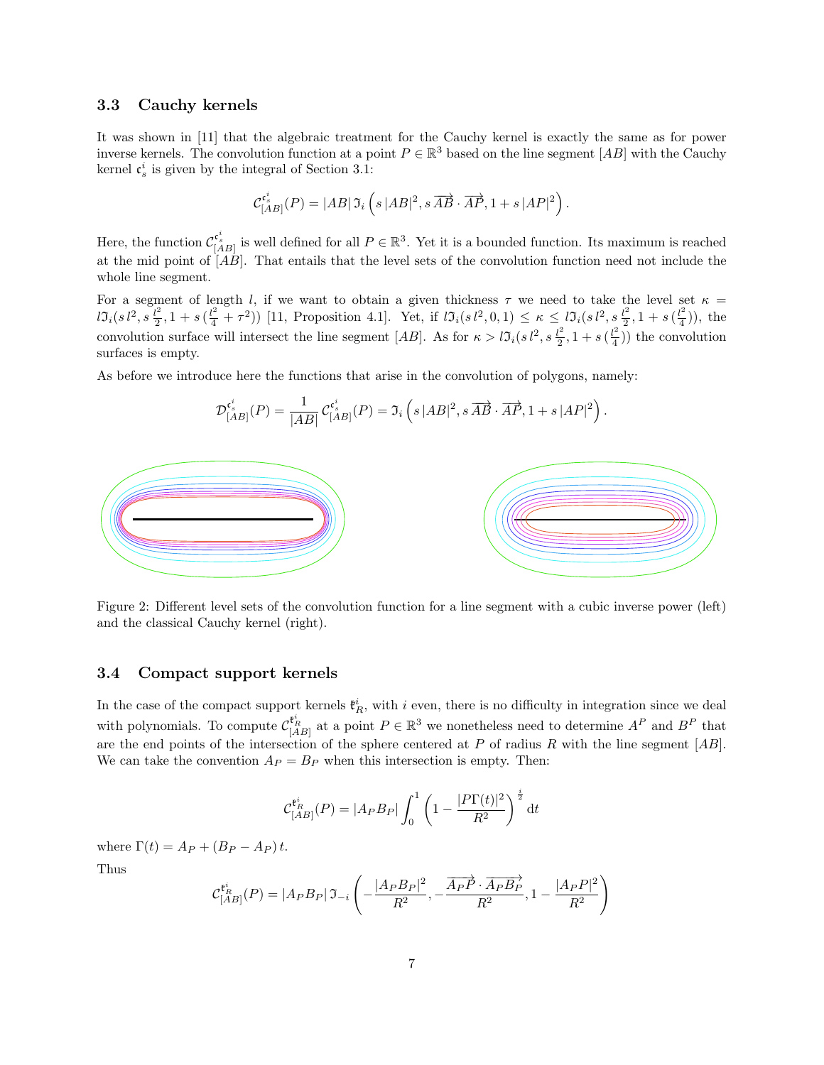### 3.3 Cauchy kernels

It was shown in [11] that the algebraic treatment for the Cauchy kernel is exactly the same as for power inverse kernels. The convolution function at a point $P \in \mathbb{R}^3$ based on the line segment $[AB]$ with the Cauchy kernel $\mathfrak{c}_s^i$ is given by the integral of Section 3.1:

$$\mathcal{C}_{[AB]}^{\mathfrak{c}_s^i}(P) = |AB|\,\mathfrak{I}_i\left(s\,|AB|^2, s\,\overrightarrow{AB}\cdot\overrightarrow{AP}, 1+s\,|AP|^2\right).$$

Here, the function $\mathcal{C}_{[AB]}^{\mathfrak{c}_s^i}$ is well defined for all $P \in \mathbb{R}^3$. Yet it is a bounded function. Its maximum is reached at the mid point of $[AB]$. That entails that the level sets of the convolution function need not include the whole line segment.

For a segment of length $l$, if we want to obtain a given thickness $\tau$ we need to take the level set $\kappa = l\mathfrak{I}_i(s\,l^2, s\,\frac{l^2}{2}, 1+s\,(\frac{l^2}{4}+\tau^2))$ [11, Proposition 4.1]. Yet, if $l\mathfrak{I}_i(s\,l^2,0,1) \leq \kappa \leq l\mathfrak{I}_i(s\,l^2, s\,\frac{l^2}{2}, 1+s\,(\frac{l^2}{4}))$, the convolution surface will intersect the line segment $[AB]$. As for $\kappa > l\mathfrak{I}_i(s\,l^2, s\,\frac{l^2}{2}, 1+s\,(\frac{l^2}{4}))$ the convolution surfaces is empty.

As before we introduce here the functions that arise in the convolution of polygons, namely:

$$\mathcal{D}_{[AB]}^{\mathfrak{c}_s^i}(P) = \frac{1}{|AB|}\,\mathcal{C}_{[AB]}^{\mathfrak{c}_s^i}(P) = \mathfrak{I}_i\left(s\,|AB|^2, s\,\overrightarrow{AB}\cdot\overrightarrow{AP}, 1+s\,|AP|^2\right).$$

Figure 2: Different level sets of the convolution function for a line segment with a cubic inverse power (left) and the classical Cauchy kernel (right).

### 3.4 Compact support kernels

In the case of the compact support kernels $\mathfrak{k}_R^i$, with $i$ even, there is no difficulty in integration since we deal with polynomials. To compute $\mathcal{C}_{[AB]}^{\mathfrak{k}_R^i}$ at a point $P \in \mathbb{R}^3$ we nonetheless need to determine $A^P$ and $B^P$ that are the end points of the intersection of the sphere centered at $P$ of radius $R$ with the line segment $[AB]$. We can take the convention $A_P = B_P$ when this intersection is empty. Then:

$$\mathcal{C}_{[AB]}^{\mathfrak{k}_R^i}(P) = |A_P B_P| \int_0^1 \left(1 - \frac{|P\Gamma(t)|^2}{R^2}\right)^{\frac{i}{2}} \mathrm{d}t$$

where $\Gamma(t) = A_P + (B_P - A_P)\,t$.

Thus

$$\mathcal{C}_{[AB]}^{\mathfrak{k}_R^i}(P) = |A_P B_P|\,\mathfrak{I}_{-i}\left(-\frac{|A_P B_P|^2}{R^2}, -\frac{\overrightarrow{A_P P}\cdot\overrightarrow{A_P B_P}}{R^2}, 1 - \frac{|A_P P|^2}{R^2}\right)$$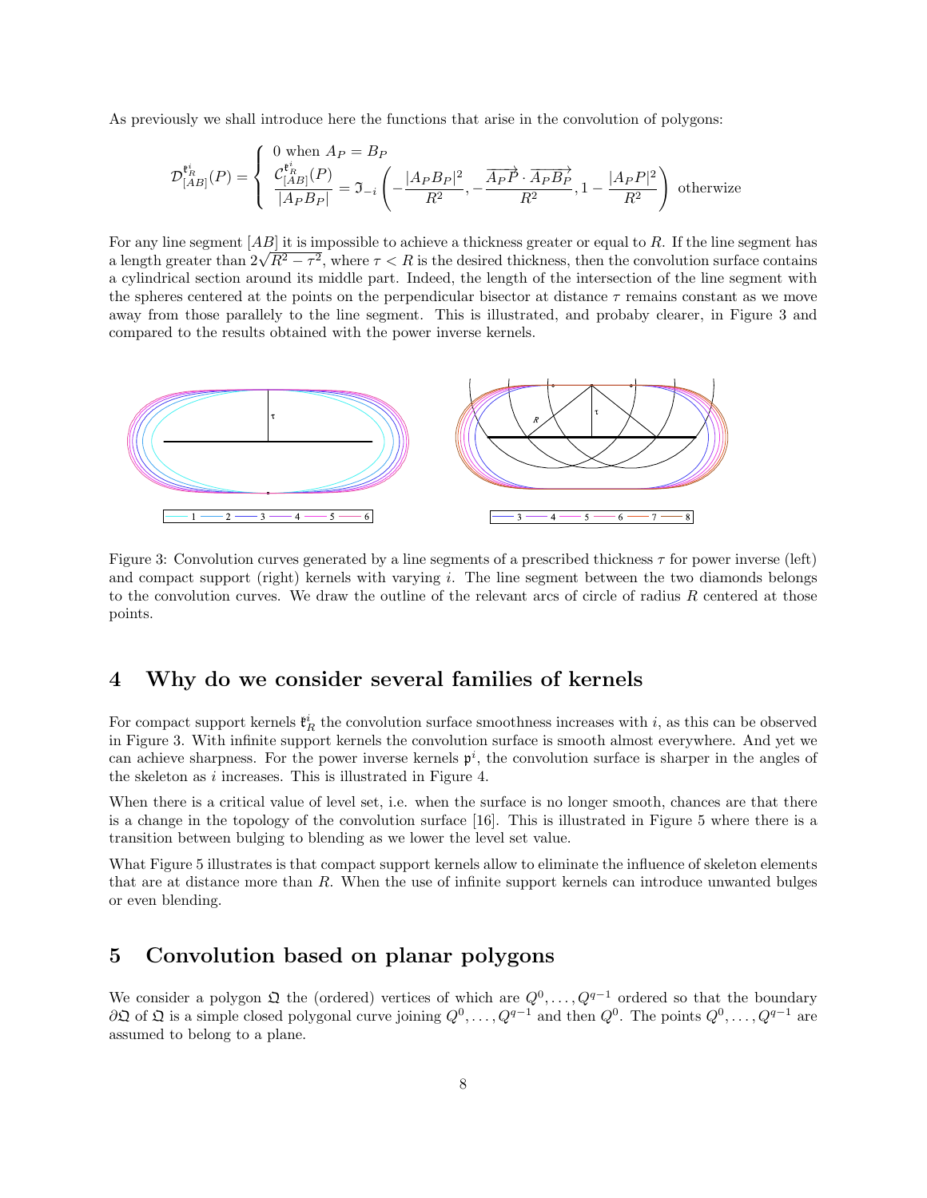As previously we shall introduce here the functions that arise in the convolution of polygons:

$$\mathcal{D}_{[AB]}^{\mathfrak{k}_R^i}(P) = \begin{cases} 0 \text{ when } A_P = B_P \\ \dfrac{\mathcal{C}_{[AB]}^{\mathfrak{k}_R^i}(P)}{|A_P B_P|} = \mathfrak{I}_{-i}\left(-\dfrac{|A_P B_P|^2}{R^2}, -\dfrac{\overrightarrow{A_P P}\cdot\overrightarrow{A_P B_P}}{R^2}, 1-\dfrac{|A_P P|^2}{R^2}\right) \text{ otherwize} \end{cases}$$

For any line segment $[AB]$ it is impossible to achieve a thickness greater or equal to $R$. If the line segment has a length greater than $2\sqrt{R^2-\tau^2}$, where $\tau < R$ is the desired thickness, then the convolution surface contains a cylindrical section around its middle part. Indeed, the length of the intersection of the line segment with the spheres centered at the points on the perpendicular bisector at distance $\tau$ remains constant as we move away from those parallely to the line segment. This is illustrated, and probaby clearer, in Figure 3 and compared to the results obtained with the power inverse kernels.

Figure 3: Convolution curves generated by a line segments of a prescribed thickness $\tau$ for power inverse (left) and compact support (right) kernels with varying $i$. The line segment between the two diamonds belongs to the convolution curves. We draw the outline of the relevant arcs of circle of radius $R$ centered at those points.

## 4 Why do we consider several families of kernels

For compact support kernels $\mathfrak{k}_R^i$ the convolution surface smoothness increases with $i$, as this can be observed in Figure 3. With infinite support kernels the convolution surface is smooth almost everywhere. And yet we can achieve sharpness. For the power inverse kernels $\mathfrak{p}^i$, the convolution surface is sharper in the angles of the skeleton as $i$ increases. This is illustrated in Figure 4.

When there is a critical value of level set, i.e. when the surface is no longer smooth, chances are that there is a change in the topology of the convolution surface [16]. This is illustrated in Figure 5 where there is a transition between bulging to blending as we lower the level set value.

What Figure 5 illustrates is that compact support kernels allow to eliminate the influence of skeleton elements that are at distance more than $R$. When the use of infinite support kernels can introduce unwanted bulges or even blending.

## 5 Convolution based on planar polygons

We consider a polygon $\mathfrak{Q}$ the (ordered) vertices of which are $Q^0, \ldots, Q^{q-1}$ ordered so that the boundary $\partial\mathfrak{Q}$ of $\mathfrak{Q}$ is a simple closed polygonal curve joining $Q^0, \ldots, Q^{q-1}$ and then $Q^0$. The points $Q^0, \ldots, Q^{q-1}$ are assumed to belong to a plane.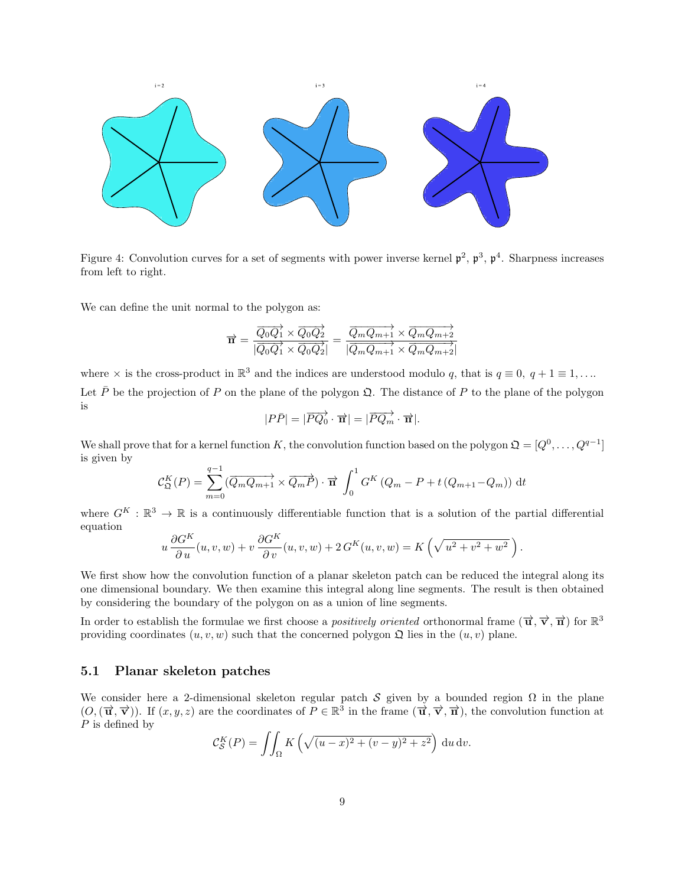Figure 4: Convolution curves for a set of segments with power inverse kernel $\mathfrak{p}^2$, $\mathfrak{p}^3$, $\mathfrak{p}^4$. Sharpness increases from left to right.

We can define the unit normal to the polygon as:

$$\vec{\mathbf{n}} = \frac{\overrightarrow{Q_0Q_1} \times \overrightarrow{Q_0Q_2}}{|\overrightarrow{Q_0Q_1} \times \overrightarrow{Q_0Q_2}|} = \frac{\overrightarrow{Q_mQ_{m+1}} \times \overrightarrow{Q_mQ_{m+2}}}{|\overrightarrow{Q_mQ_{m+1}} \times \overrightarrow{Q_mQ_{m+2}}|}$$

where $\times$ is the cross-product in $\mathbb{R}^3$ and the indices are understood modulo $q$, that is $q \equiv 0,\ q+1 \equiv 1, \ldots$.

Let $\bar{P}$ be the projection of $P$ on the plane of the polygon $\mathfrak{Q}$. The distance of $P$ to the plane of the polygon is

$$|P\bar{P}| = |\overrightarrow{PQ_0} \cdot \vec{\mathbf{n}}| = |\overrightarrow{PQ_m} \cdot \vec{\mathbf{n}}|.$$

We shall prove that for a kernel function $K$, the convolution function based on the polygon $\mathfrak{Q} = [Q^0, \ldots, Q^{q-1}]$ is given by

$$\mathcal{C}^K_{\mathfrak{Q}}(P) = \sum_{m=0}^{q-1} (\overrightarrow{Q_mQ_{m+1}} \times \overrightarrow{Q_mP}) \cdot \vec{\mathbf{n}} \int_0^1 G^K\left(Q_m - P + t\,(Q_{m+1} - Q_m)\right)\,\mathrm{d}t$$

where $G^K : \mathbb{R}^3 \to \mathbb{R}$ is a continuously differentiable function that is a solution of the partial differential equation

$$u\,\frac{\partial G^K}{\partial u}(u,v,w) + v\,\frac{\partial G^K}{\partial v}(u,v,w) + 2\,G^K(u,v,w) = K\left(\sqrt{u^2+v^2+w^2}\,\right).$$

We first show how the convolution function of a planar skeleton patch can be reduced the integral along its one dimensional boundary. We then examine this integral along line segments. The result is then obtained by considering the boundary of the polygon on as a union of line segments.

In order to establish the formulae we first choose a *positively oriented* orthonormal frame $(\vec{\mathbf{u}}, \vec{\mathbf{v}}, \vec{\mathbf{n}})$ for $\mathbb{R}^3$ providing coordinates $(u,v,w)$ such that the concerned polygon $\mathfrak{Q}$ lies in the $(u,v)$ plane.

## 5.1 Planar skeleton patches

We consider here a 2-dimensional skeleton regular patch $\mathcal{S}$ given by a bounded region $\Omega$ in the plane $(O, (\vec{\mathbf{u}}, \vec{\mathbf{v}}))$. If $(x,y,z)$ are the coordinates of $P \in \mathbb{R}^3$ in the frame $(\vec{\mathbf{u}}, \vec{\mathbf{v}}, \vec{\mathbf{n}})$, the convolution function at $P$ is defined by

$$\mathcal{C}^K_{\mathcal{S}}(P) = \iint_\Omega K\left(\sqrt{(u-x)^2 + (v-y)^2 + z^2}\right)\,\mathrm{d}u\,\mathrm{d}v.$$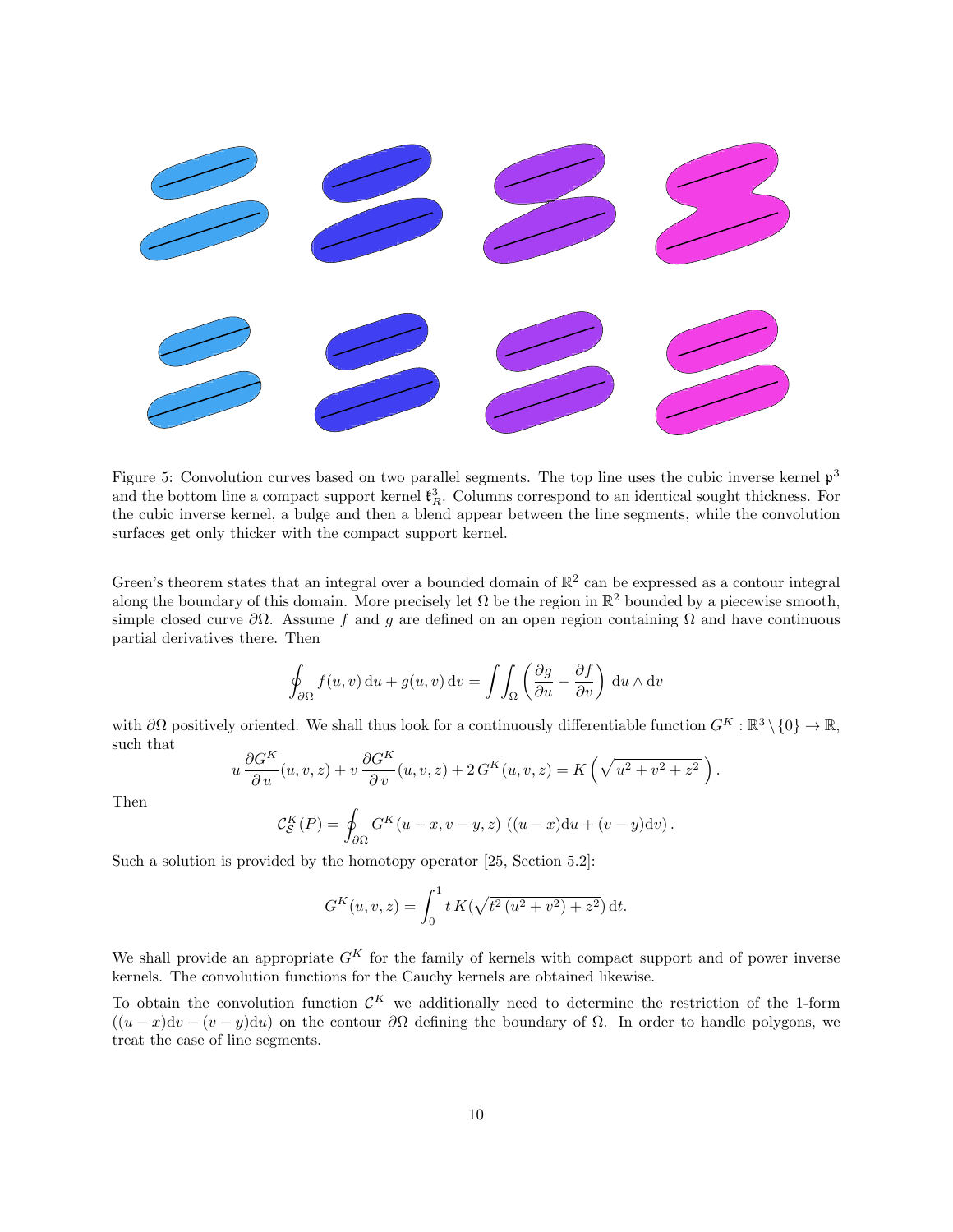Figure 5: Convolution curves based on two parallel segments. The top line uses the cubic inverse kernel $\mathfrak{p}^3$ and the bottom line a compact support kernel $\mathfrak{k}^3_R$. Columns correspond to an identical sought thickness. For the cubic inverse kernel, a bulge and then a blend appear between the line segments, while the convolution surfaces get only thicker with the compact support kernel.

Green's theorem states that an integral over a bounded domain of $\mathbb{R}^2$ can be expressed as a contour integral along the boundary of this domain. More precisely let $\Omega$ be the region in $\mathbb{R}^2$ bounded by a piecewise smooth, simple closed curve $\partial\Omega$. Assume $f$ and $g$ are defined on an open region containing $\Omega$ and have continuous partial derivatives there. Then

$$\oint_{\partial\Omega} f(u,v)\,\mathrm{d}u + g(u,v)\,\mathrm{d}v = \int\int_{\Omega} \left(\frac{\partial g}{\partial u} - \frac{\partial f}{\partial v}\right)\,\mathrm{d}u \wedge \mathrm{d}v$$

with $\partial\Omega$ positively oriented. We shall thus look for a continuously differentiable function $G^K : \mathbb{R}^3 \setminus \{0\} \to \mathbb{R}$, such that

$$u\,\frac{\partial G^K}{\partial\, u}(u,v,z) + v\,\frac{\partial G^K}{\partial\, v}(u,v,z) + 2\,G^K(u,v,z) = K\left(\sqrt{u^2+v^2+z^2}\right).$$

Then

$$\mathcal{C}^K_{\mathcal{S}}(P) = \oint_{\partial\Omega} G^K(u-x, v-y, z)\,\left((u-x)\mathrm{d}u + (v-y)\mathrm{d}v\right).$$

Such a solution is provided by the homotopy operator [25, Section 5.2]:

$$G^K(u,v,z) = \int_0^1 t\,K(\sqrt{t^2\,(u^2+v^2)+z^2})\,\mathrm{d}t.$$

We shall provide an appropriate $G^K$ for the family of kernels with compact support and of power inverse kernels. The convolution functions for the Cauchy kernels are obtained likewise.

To obtain the convolution function $\mathcal{C}^K$ we additionally need to determine the restriction of the 1-form $((u-x)\mathrm{d}v - (v-y)\mathrm{d}u)$ on the contour $\partial\Omega$ defining the boundary of $\Omega$. In order to handle polygons, we treat the case of line segments.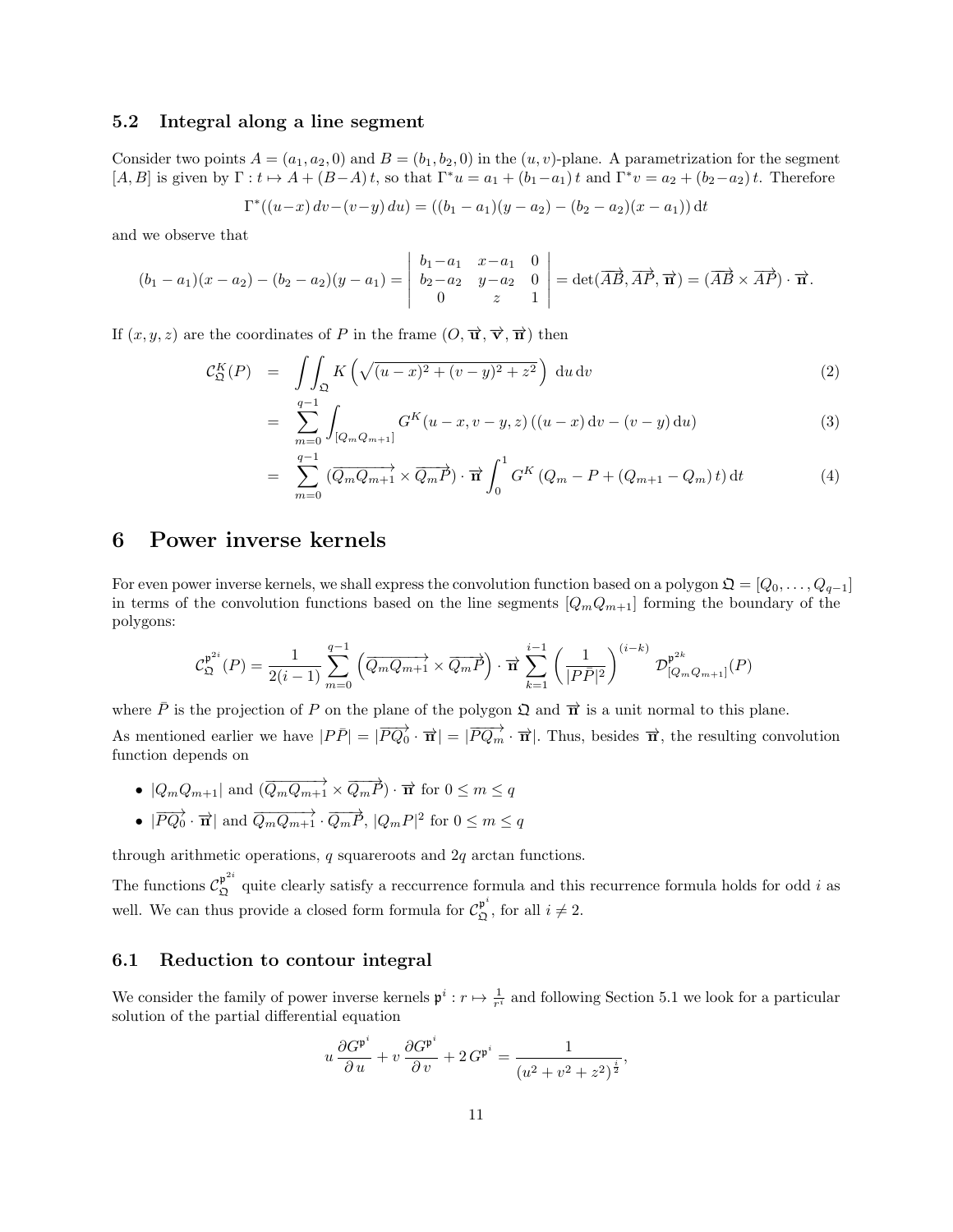### 5.2 Integral along a line segment

Consider two points $A = (a_1, a_2, 0)$ and $B = (b_1, b_2, 0)$ in the $(u, v)$-plane. A parametrization for the segment $[A, B]$ is given by $\Gamma : t \mapsto A + (B - A)\, t$, so that $\Gamma^* u = a_1 + (b_1 - a_1)\, t$ and $\Gamma^* v = a_2 + (b_2 - a_2)\, t$. Therefore

$$\Gamma^*((u-x)\, dv - (v-y)\, du) = ((b_1 - a_1)(y - a_2) - (b_2 - a_2)(x - a_1))\, \mathrm{d}t$$

and we observe that

$$(b_1 - a_1)(x - a_2) - (b_2 - a_2)(y - a_1) = \begin{vmatrix} b_1 - a_1 & x - a_1 & 0 \\ b_2 - a_2 & y - a_2 & 0 \\ 0 & z & 1 \end{vmatrix} = \det(\overrightarrow{AB}, \overrightarrow{AP}, \overrightarrow{\mathfrak{n}}) = (\overrightarrow{AB} \times \overrightarrow{AP}) \cdot \overrightarrow{\mathfrak{n}}.$$

If $(x, y, z)$ are the coordinates of $P$ in the frame $(O, \overrightarrow{\mathfrak{u}}, \overrightarrow{\mathfrak{v}}, \overrightarrow{\mathfrak{n}})$ then

$$\mathcal{C}^K_{\mathfrak{Q}}(P) = \iint_{\mathfrak{Q}} K\left(\sqrt{(u - x)^2 + (v - y)^2 + z^2}\right)\, \mathrm{d}u\, \mathrm{d}v \tag{2}$$

$$= \sum_{m=0}^{q-1} \int_{[Q_m Q_{m+1}]} G^K(u - x, v - y, z)\, ((u - x)\, \mathrm{d}v - (v - y)\, \mathrm{d}u) \tag{3}$$

$$= \sum_{m=0}^{q-1} (\overrightarrow{Q_m Q_{m+1}} \times \overrightarrow{Q_m P}) \cdot \overrightarrow{\mathfrak{n}} \int_0^1 G^K\left(Q_m - P + (Q_{m+1} - Q_m)\, t\right) \mathrm{d}t \tag{4}$$

# 6 Power inverse kernels

For even power inverse kernels, we shall express the convolution function based on a polygon $\mathfrak{Q} = [Q_0, \ldots, Q_{q-1}]$ in terms of the convolution functions based on the line segments $[Q_m Q_{m+1}]$ forming the boundary of the polygons:

$$\mathcal{C}^{\mathfrak{p}^{2i}}_{\mathfrak{Q}}(P) = \frac{1}{2(i-1)} \sum_{m=0}^{q-1} \left(\overrightarrow{Q_m Q_{m+1}} \times \overrightarrow{Q_m P}\right) \cdot \overrightarrow{\mathfrak{n}} \sum_{k=1}^{i-1} \left(\frac{1}{|P\bar{P}|^2}\right)^{(i-k)} \mathcal{D}^{\mathfrak{p}^{2k}}_{[Q_m Q_{m+1}]}(P)$$

where $\bar{P}$ is the projection of $P$ on the plane of the polygon $\mathfrak{Q}$ and $\overrightarrow{\mathfrak{n}}$ is a unit normal to this plane.

As mentioned earlier we have $|P\bar{P}| = |\overrightarrow{PQ_0} \cdot \overrightarrow{\mathfrak{n}}| = |\overrightarrow{PQ_m} \cdot \overrightarrow{\mathfrak{n}}|$. Thus, besides $\overrightarrow{\mathfrak{n}}$, the resulting convolution function depends on

- $|Q_m Q_{m+1}|$ and $(\overrightarrow{Q_m Q_{m+1}} \times \overrightarrow{Q_m P}) \cdot \overrightarrow{\mathfrak{n}}$ for $0 \leq m \leq q$
- $|\overrightarrow{PQ_0} \cdot \overrightarrow{\mathfrak{n}}|$ and $\overrightarrow{Q_m Q_{m+1}} \cdot \overrightarrow{Q_m P}$, $|Q_m P|^2$ for $0 \leq m \leq q$

through arithmetic operations, $q$ squareroots and $2q$ arctan functions.

The functions $\mathcal{C}^{\mathfrak{p}^{2i}}_{\mathfrak{Q}}$ quite clearly satisfy a reccurrence formula and this recurrence formula holds for odd $i$ as well. We can thus provide a closed form formula for $\mathcal{C}^{\mathfrak{p}^{i}}_{\mathfrak{Q}}$, for all $i \neq 2$.

### 6.1 Reduction to contour integral

We consider the family of power inverse kernels $\mathfrak{p}^i : r \mapsto \frac{1}{r^i}$ and following Section 5.1 we look for a particular solution of the partial differential equation

$$u\, \frac{\partial G^{\mathfrak{p}^i}}{\partial\, u} + v\, \frac{\partial G^{\mathfrak{p}^i}}{\partial\, v} + 2\, G^{\mathfrak{p}^i} = \frac{1}{(u^2 + v^2 + z^2)^{\frac{i}{2}}},$$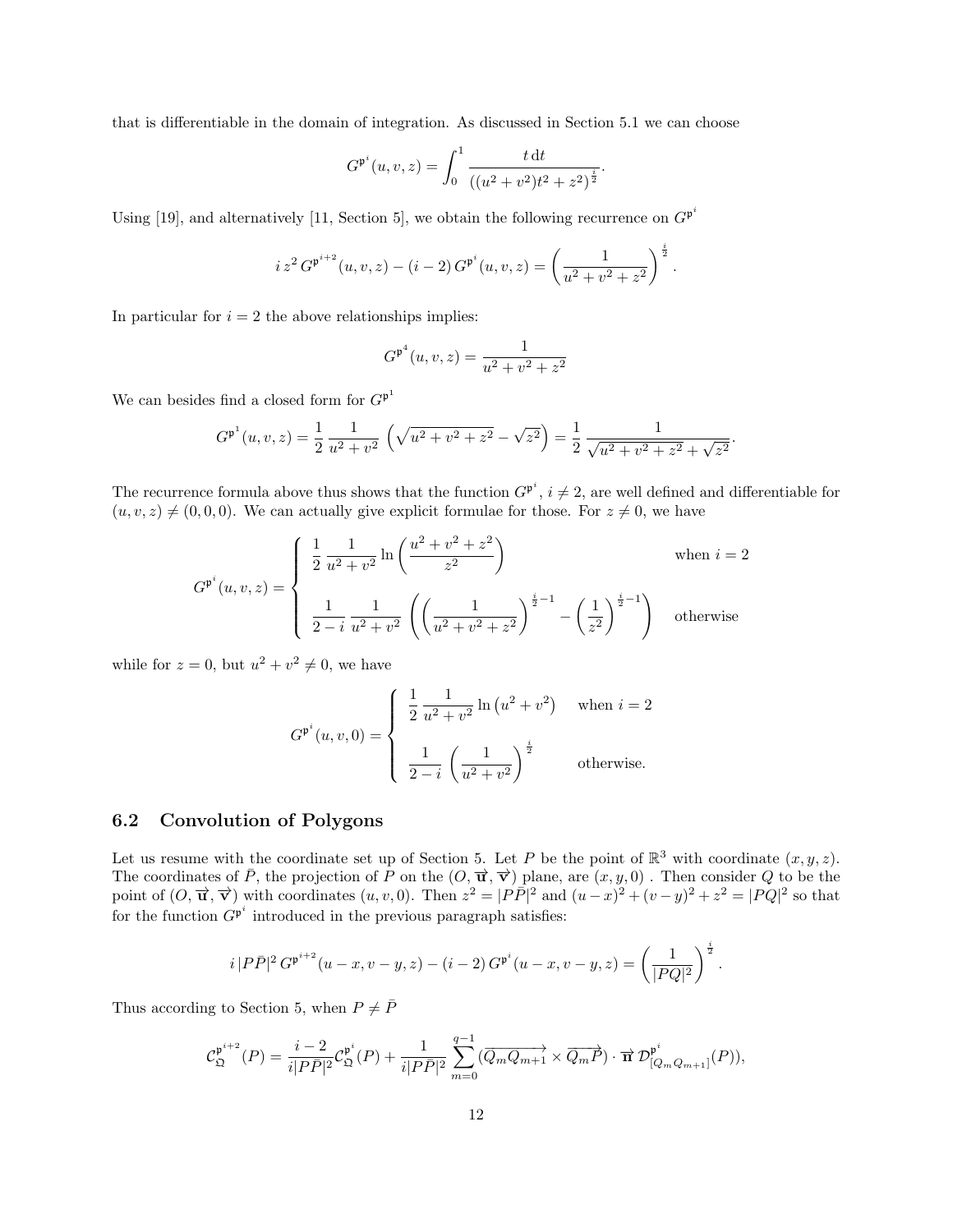that is differentiable in the domain of integration. As discussed in Section 5.1 we can choose

$$G^{\mathfrak{p}^i}(u,v,z) = \int_0^1 \frac{t\,\mathrm{d}t}{((u^2+v^2)t^2+z^2)^{\frac{i}{2}}}.$$

Using [19], and alternatively [11, Section 5], we obtain the following recurrence on $G^{\mathfrak{p}^i}$

$$i\,z^2\,G^{\mathfrak{p}^{i+2}}(u,v,z) - (i-2)\,G^{\mathfrak{p}^i}(u,v,z) = \left(\frac{1}{u^2+v^2+z^2}\right)^{\frac{i}{2}}.$$

In particular for $i=2$ the above relationships implies:

$$G^{\mathfrak{p}^4}(u,v,z) = \frac{1}{u^2+v^2+z^2}$$

We can besides find a closed form for $G^{\mathfrak{p}^1}$

$$G^{\mathfrak{p}^1}(u,v,z) = \frac{1}{2}\,\frac{1}{u^2+v^2}\,\left(\sqrt{u^2+v^2+z^2}-\sqrt{z^2}\right) = \frac{1}{2}\,\frac{1}{\sqrt{u^2+v^2+z^2}+\sqrt{z^2}}.$$

The recurrence formula above thus shows that the function $G^{\mathfrak{p}^i}$, $i \neq 2$, are well defined and differentiable for $(u,v,z) \neq (0,0,0)$. We can actually give explicit formulae for those. For $z \neq 0$, we have

$$G^{\mathfrak{p}^i}(u,v,z) = \begin{cases} \dfrac{1}{2}\,\dfrac{1}{u^2+v^2}\ln\left(\dfrac{u^2+v^2+z^2}{z^2}\right) & \text{when } i=2 \\[2ex] \dfrac{1}{2-i}\,\dfrac{1}{u^2+v^2}\,\left(\left(\dfrac{1}{u^2+v^2+z^2}\right)^{\frac{i}{2}-1} - \left(\dfrac{1}{z^2}\right)^{\frac{i}{2}-1}\right) & \text{otherwise} \end{cases}$$

while for $z=0$, but $u^2+v^2 \neq 0$, we have

$$G^{\mathfrak{p}^i}(u,v,0) = \begin{cases} \dfrac{1}{2}\,\dfrac{1}{u^2+v^2}\ln\left(u^2+v^2\right) & \text{when } i=2 \\[2ex] \dfrac{1}{2-i}\,\left(\dfrac{1}{u^2+v^2}\right)^{\frac{i}{2}} & \text{otherwise.} \end{cases}$$

## 6.2 Convolution of Polygons

Let us resume with the coordinate set up of Section 5. Let $P$ be the point of $\mathbb{R}^3$ with coordinate $(x,y,z)$. The coordinates of $\bar{P}$, the projection of $P$ on the $(O,\vec{\mathbf{u}},\vec{\mathbf{v}})$ plane, are $(x,y,0)$ . Then consider $Q$ to be the point of $(O,\vec{\mathbf{u}},\vec{\mathbf{v}})$ with coordinates $(u,v,0)$. Then $z^2 = |P\bar{P}|^2$ and $(u-x)^2+(v-y)^2+z^2 = |PQ|^2$ so that for the function $G^{\mathfrak{p}^i}$ introduced in the previous paragraph satisfies:

$$i\,|P\bar{P}|^2\,G^{\mathfrak{p}^{i+2}}(u-x,v-y,z) - (i-2)\,G^{\mathfrak{p}^i}(u-x,v-y,z) = \left(\frac{1}{|PQ|^2}\right)^{\frac{i}{2}}.$$

Thus according to Section 5, when $P \neq \bar{P}$

$$\mathcal{C}_{\mathfrak{Q}}^{\mathfrak{p}^{i+2}}(P) = \frac{i-2}{i|P\bar{P}|^2}\mathcal{C}_{\mathfrak{Q}}^{\mathfrak{p}^i}(P) + \frac{1}{i|P\bar{P}|^2}\sum_{m=0}^{q-1}(\overrightarrow{Q_mQ_{m+1}}\times\overrightarrow{Q_mP})\cdot\vec{\mathbf{n}}\,\mathcal{D}_{[Q_mQ_{m+1}]}^{\mathfrak{p}^i}(P)),$$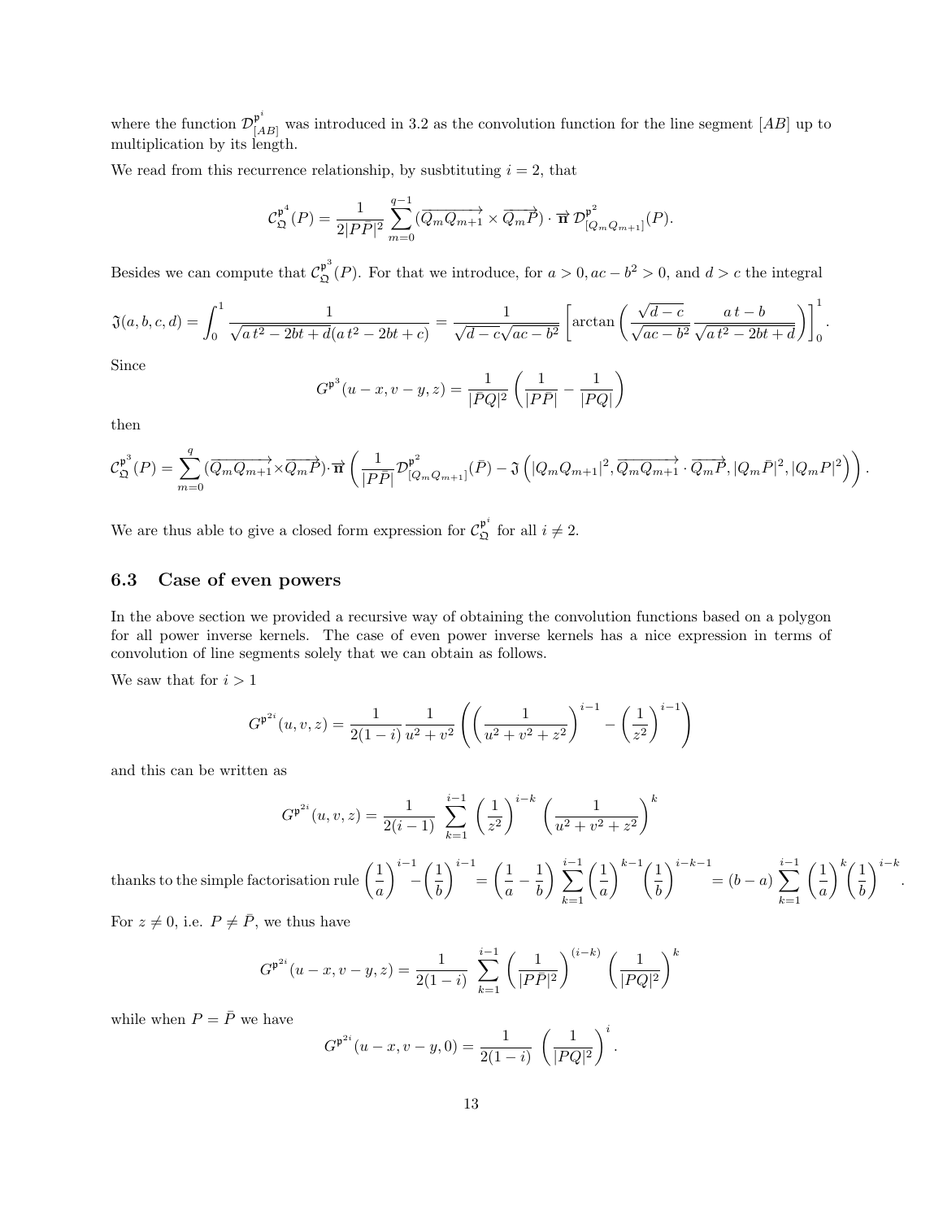where the function $\mathcal{D}^{\mathfrak{p}^i}_{[AB]}$ was introduced in 3.2 as the convolution function for the line segment $[AB]$ up to multiplication by its length.

We read from this recurrence relationship, by susbtituting $i = 2$, that

$$\mathcal{C}^{\mathfrak{p}^4}_{\mathfrak{Q}}(P) = \frac{1}{2|P\bar{P}|^2} \sum_{m=0}^{q-1} (\overrightarrow{Q_m Q_{m+1}} \times \overrightarrow{Q_m P}) \cdot \overrightarrow{\mathfrak{n}}\, \mathcal{D}^{\mathfrak{p}^2}_{[Q_m Q_{m+1}]}(P).$$

Besides we can compute that $\mathcal{C}^{\mathfrak{p}^3}_{\mathfrak{Q}}(P)$. For that we introduce, for $a > 0, ac - b^2 > 0$, and $d > c$ the integral

$$\mathfrak{I}(a,b,c,d) = \int_0^1 \frac{1}{\sqrt{a\,t^2 - 2bt + d}(a\,t^2 - 2bt + c)} = \frac{1}{\sqrt{d-c}\sqrt{ac-b^2}} \left[ \arctan\left( \frac{\sqrt{d-c}}{\sqrt{ac-b^2}} \frac{a\,t - b}{\sqrt{a\,t^2 - 2bt + d}} \right) \right]_0^1.$$

Since

$$G^{\mathfrak{p}^3}(u-x, v-y, z) = \frac{1}{|\bar{P}Q|^2} \left( \frac{1}{|P\bar{P}|} - \frac{1}{|PQ|} \right)$$

then

$$\mathcal{C}^{\mathfrak{p}^3}_{\mathfrak{Q}}(P) = \sum_{m=0}^{q} (\overrightarrow{Q_m Q_{m+1}} \times \overrightarrow{Q_m P}) \cdot \overrightarrow{\mathfrak{n}} \left( \frac{1}{|P\bar{P}|} \mathcal{D}^{\mathfrak{p}^2}_{[Q_m Q_{m+1}]}(\bar{P}) - \mathfrak{I}\left( |Q_m Q_{m+1}|^2, \overrightarrow{Q_m Q_{m+1}} \cdot \overrightarrow{Q_m P}, |Q_m \bar{P}|^2, |Q_m P|^2 \right) \right).$$

We are thus able to give a closed form expression for $\mathcal{C}^{\mathfrak{p}^i}_{\mathfrak{Q}}$ for all $i \neq 2$.

### 6.3 Case of even powers

In the above section we provided a recursive way of obtaining the convolution functions based on a polygon for all power inverse kernels. The case of even power inverse kernels has a nice expression in terms of convolution of line segments solely that we can obtain as follows.

We saw that for $i > 1$

$$G^{\mathfrak{p}^{2i}}(u,v,z) = \frac{1}{2(1-i)} \frac{1}{u^2+v^2} \left( \left( \frac{1}{u^2+v^2+z^2} \right)^{i-1} - \left( \frac{1}{z^2} \right)^{i-1} \right)$$

and this can be written as

$$G^{\mathfrak{p}^{2i}}(u,v,z) = \frac{1}{2(i-1)} \sum_{k=1}^{i-1} \left( \frac{1}{z^2} \right)^{i-k} \left( \frac{1}{u^2+v^2+z^2} \right)^k$$

thanks to the simple factorisation rule $\left(\frac{1}{a}\right)^{i-1} - \left(\frac{1}{b}\right)^{i-1} = \left(\frac{1}{a} - \frac{1}{b}\right) \sum_{k=1}^{i-1} \left(\frac{1}{a}\right)^{k-1} \left(\frac{1}{b}\right)^{i-k-1} = (b-a) \sum_{k=1}^{i-1} \left(\frac{1}{a}\right)^{k} \left(\frac{1}{b}\right)^{i-k}$.

For $z \neq 0$, i.e. $P \neq \bar{P}$, we thus have

$$G^{\mathfrak{p}^{2i}}(u-x, v-y, z) = \frac{1}{2(1-i)} \sum_{k=1}^{i-1} \left( \frac{1}{|P\bar{P}|^2} \right)^{(i-k)} \left( \frac{1}{|PQ|^2} \right)^k$$

while when $P = \bar{P}$ we have

$$G^{\mathfrak{p}^{2i}}(u-x, v-y, 0) = \frac{1}{2(1-i)} \left( \frac{1}{|PQ|^2} \right)^i.$$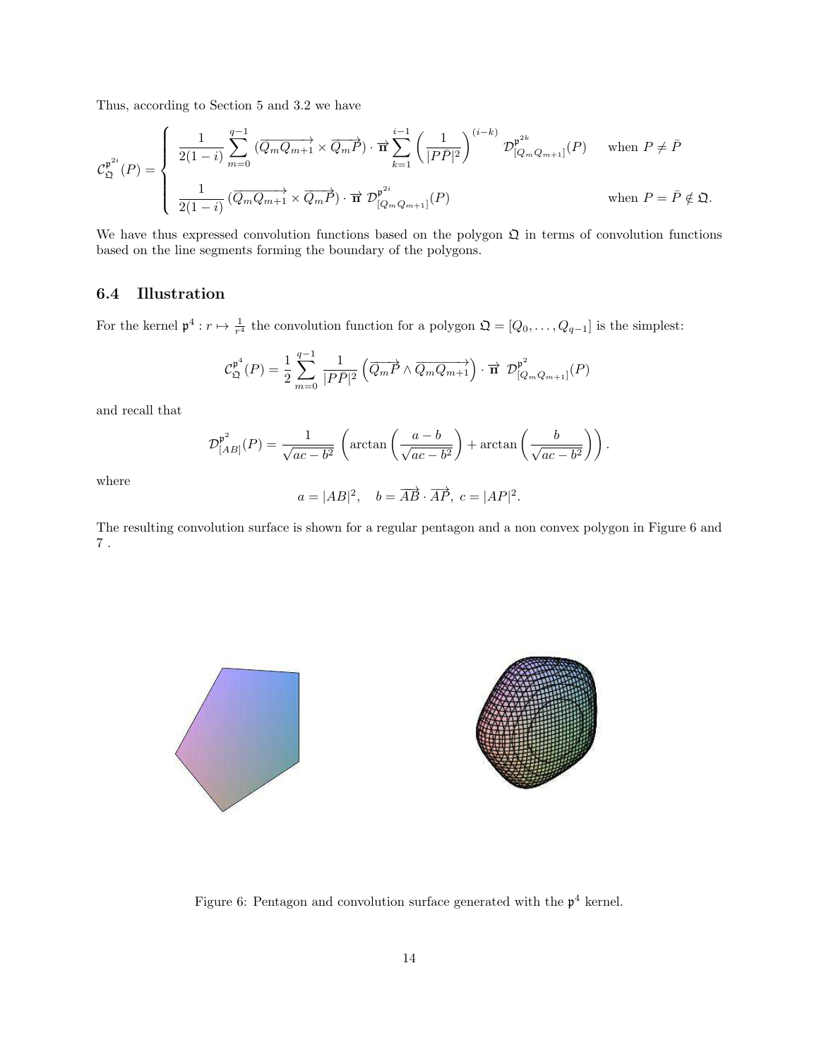Thus, according to Section 5 and 3.2 we have

$$
\mathcal{C}_{\mathfrak{Q}}^{\mathfrak{p}^{2i}}(P) = \begin{cases} \dfrac{1}{2(1-i)} \displaystyle\sum_{m=0}^{q-1} (\overrightarrow{Q_m Q_{m+1}} \times \overrightarrow{Q_m P}) \cdot \overrightarrow{\mathbf{n}} \sum_{k=1}^{i-1} \left( \frac{1}{|P\bar{P}|^2} \right)^{(i-k)} \mathcal{D}_{[Q_m Q_{m+1}]}^{\mathfrak{p}^{2k}}(P) & \text{when } P \neq \bar{P} \\[2em] \dfrac{1}{2(1-i)} (\overrightarrow{Q_m Q_{m+1}} \times \overrightarrow{Q_m P}) \cdot \overrightarrow{\mathbf{n}} \; \mathcal{D}_{[Q_m Q_{m+1}]}^{\mathfrak{p}^{2i}}(P) & \text{when } P = \bar{P} \notin \mathfrak{Q}. \end{cases}
$$

We have thus expressed convolution functions based on the polygon $\mathfrak{Q}$ in terms of convolution functions based on the line segments forming the boundary of the polygons.

## 6.4 Illustration

For the kernel $\mathfrak{p}^4 : r \mapsto \frac{1}{r^4}$ the convolution function for a polygon $\mathfrak{Q} = [Q_0, \ldots, Q_{q-1}]$ is the simplest:

$$
\mathcal{C}_{\mathfrak{Q}}^{\mathfrak{p}^4}(P) = \frac{1}{2} \sum_{m=0}^{q-1} \frac{1}{|P\bar{P}|^2} \left( \overrightarrow{Q_m P} \wedge \overrightarrow{Q_m Q_{m+1}} \right) \cdot \overrightarrow{\mathbf{n}} \; \mathcal{D}_{[Q_m Q_{m+1}]}^{\mathfrak{p}^2}(P)
$$

and recall that

$$
\mathcal{D}_{[AB]}^{\mathfrak{p}^2}(P) = \frac{1}{\sqrt{ac-b^2}} \left( \arctan\left( \frac{a-b}{\sqrt{ac-b^2}} \right) + \arctan\left( \frac{b}{\sqrt{ac-b^2}} \right) \right).
$$

where

$$
a = |AB|^2, \quad b = \overrightarrow{AB} \cdot \overrightarrow{AP}, \; c = |AP|^2.
$$

The resulting convolution surface is shown for a regular pentagon and a non convex polygon in Figure 6 and 7 .

Figure 6: Pentagon and convolution surface generated with the $\mathfrak{p}^4$ kernel.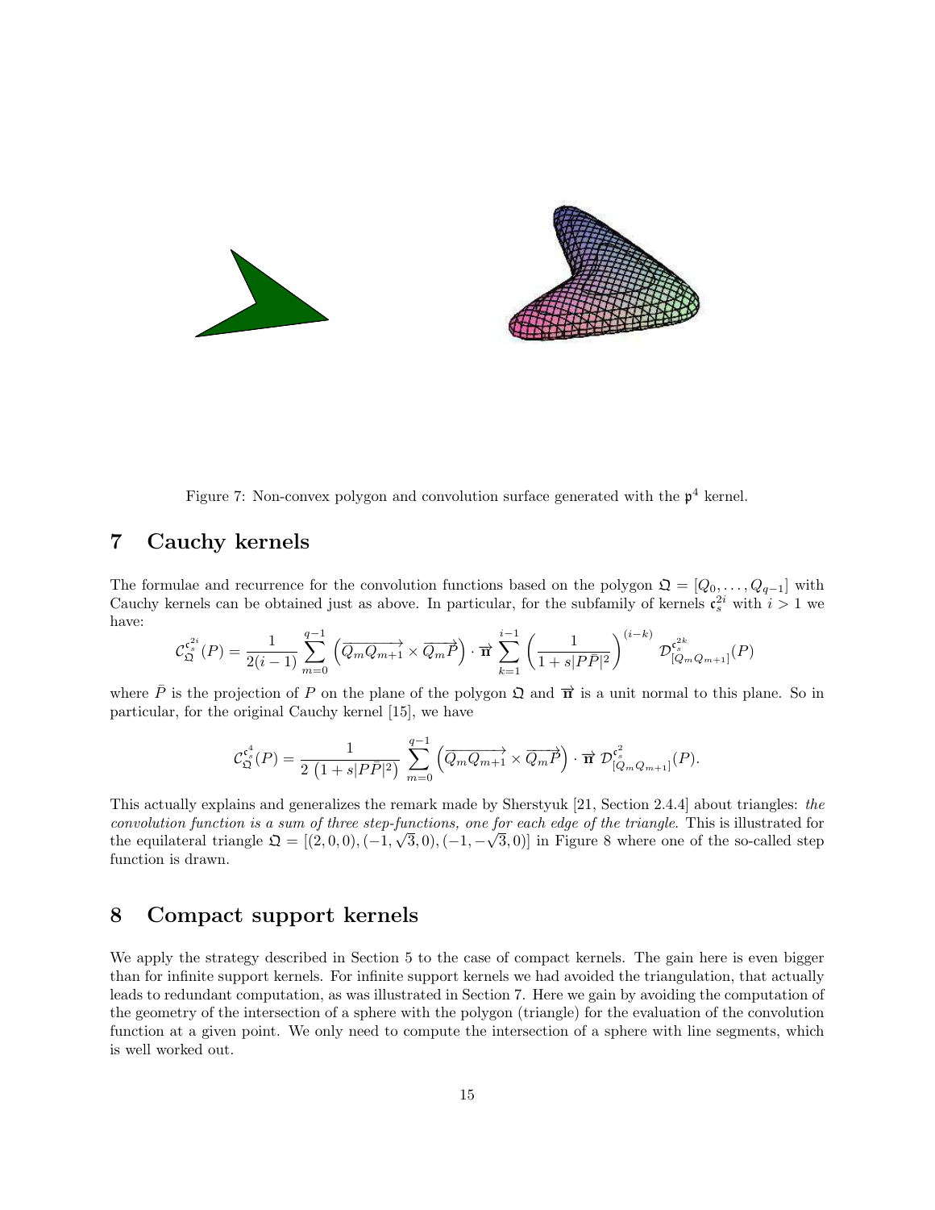Figure 7: Non-convex polygon and convolution surface generated with the $\mathfrak{p}^4$ kernel.

## 7 Cauchy kernels

The formulae and recurrence for the convolution functions based on the polygon $\mathfrak{Q} = [Q_0, \ldots, Q_{q-1}]$ with Cauchy kernels can be obtained just as above. In particular, for the subfamily of kernels $\mathfrak{c}_s^{2i}$ with $i > 1$ we have:

$$\mathcal{C}_{\mathfrak{Q}}^{\mathfrak{c}_s^{2i}}(P) = \frac{1}{2(i-1)} \sum_{m=0}^{q-1} \left( \overrightarrow{Q_m Q_{m+1}} \times \overrightarrow{Q_m \bar{P}} \right) \cdot \overrightarrow{\mathfrak{n}} \sum_{k=1}^{i-1} \left( \frac{1}{1 + s|P\bar{P}|^2} \right)^{(i-k)} \mathcal{D}_{[Q_m Q_{m+1}]}^{\mathfrak{c}_s^{2k}}(P)$$

where $\bar{P}$ is the projection of $P$ on the plane of the polygon $\mathfrak{Q}$ and $\overrightarrow{\mathfrak{n}}$ is a unit normal to this plane. So in particular, for the original Cauchy kernel [15], we have

$$\mathcal{C}_{\mathfrak{Q}}^{\mathfrak{c}_s^{4}}(P) = \frac{1}{2\left(1 + s|P\bar{P}|^2\right)} \sum_{m=0}^{q-1} \left( \overrightarrow{Q_m Q_{m+1}} \times \overrightarrow{Q_m \bar{P}} \right) \cdot \overrightarrow{\mathfrak{n}}\, \mathcal{D}_{[Q_m Q_{m+1}]}^{\mathfrak{c}_s^{2}}(P).$$

This actually explains and generalizes the remark made by Sherstyuk [21, Section 2.4.4] about triangles: *the convolution function is a sum of three step-functions, one for each edge of the triangle*. This is illustrated for the equilateral triangle $\mathfrak{Q} = [(2,0,0), (-1,\sqrt{3},0), (-1,-\sqrt{3},0)]$ in Figure 8 where one of the so-called step function is drawn.

## 8 Compact support kernels

We apply the strategy described in Section 5 to the case of compact kernels. The gain here is even bigger than for infinite support kernels. For infinite support kernels we had avoided the triangulation, that actually leads to redundant computation, as was illustrated in Section 7. Here we gain by avoiding the computation of the geometry of the intersection of a sphere with the polygon (triangle) for the evaluation of the convolution function at a given point. We only need to compute the intersection of a sphere with line segments, which is well worked out.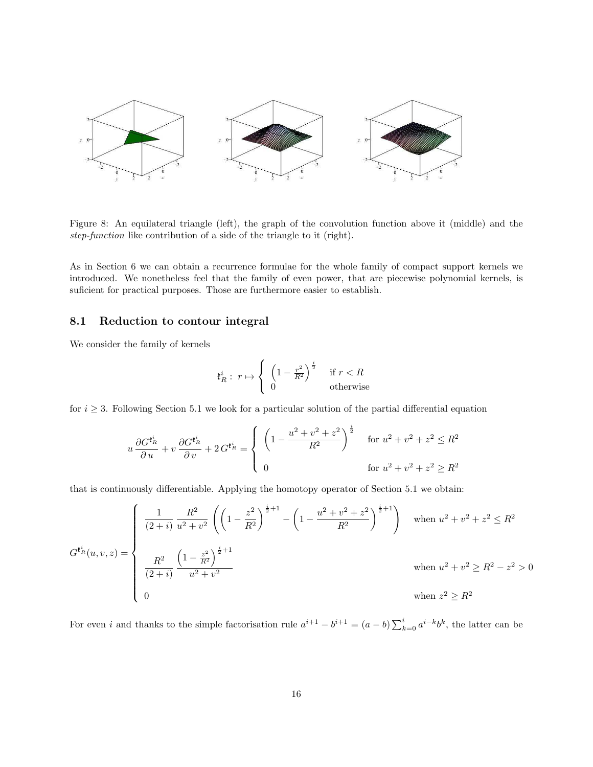Figure 8: An equilateral triangle (left), the graph of the convolution function above it (middle) and the *step-function* like contribution of a side of the triangle to it (right).

As in Section 6 we can obtain a recurrence formulae for the whole family of compact support kernels we introduced. We nonetheless feel that the family of even power, that are piecewise polynomial kernels, is suficient for practical purposes. Those are furthermore easier to establish.

## 8.1 Reduction to contour integral

We consider the family of kernels

$$\mathfrak{k}_R^i : \; r \mapsto \begin{cases} \left(1 - \frac{r^2}{R^2}\right)^{\frac{i}{2}} & \text{if } r < R \\ 0 & \text{otherwise} \end{cases}$$

for $i \geq 3$. Following Section 5.1 we look for a particular solution of the partial differential equation

$$u \, \frac{\partial G^{\mathfrak{k}_R^i}}{\partial u} + v \, \frac{\partial G^{\mathfrak{k}_R^i}}{\partial v} + 2 \, G^{\mathfrak{k}_R^i} = \begin{cases} \left(1 - \dfrac{u^2+v^2+z^2}{R^2}\right)^{\frac{i}{2}} & \text{for } u^2+v^2+z^2 \leq R^2 \\ \\ 0 & \text{for } u^2+v^2+z^2 \geq R^2 \end{cases}$$

that is continuously differentiable. Applying the homotopy operator of Section 5.1 we obtain:

$$G^{\mathfrak{k}_R^i}(u,v,z) = \begin{cases} \dfrac{1}{(2+i)} \, \dfrac{R^2}{u^2+v^2} \left( \left(1 - \dfrac{z^2}{R^2}\right)^{\frac{i}{2}+1} - \left(1 - \dfrac{u^2+v^2+z^2}{R^2}\right)^{\frac{i}{2}+1} \right) & \text{when } u^2+v^2+z^2 \leq R^2 \\ \\ \dfrac{R^2}{(2+i)} \, \dfrac{\left(1 - \frac{z^2}{R^2}\right)^{\frac{i}{2}+1}}{u^2+v^2} & \text{when } u^2+v^2 \geq R^2 - z^2 > 0 \\ \\ 0 & \text{when } z^2 \geq R^2 \end{cases}$$

For even $i$ and thanks to the simple factorisation rule $a^{i+1} - b^{i+1} = (a-b) \sum_{k=0}^{i} a^{i-k} b^k$, the latter can be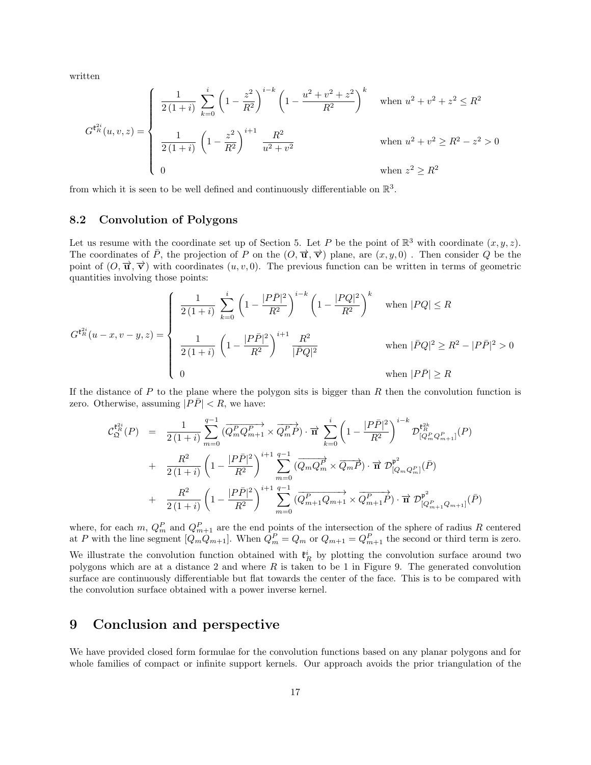written

$$
G^{\mathfrak{k}_R^{2i}}(u,v,z) = \begin{cases} \dfrac{1}{2\,(1+i)} \displaystyle\sum_{k=0}^{i} \left(1 - \frac{z^2}{R^2}\right)^{i-k} \left(1 - \frac{u^2+v^2+z^2}{R^2}\right)^{k} & \text{when } u^2+v^2+z^2 \le R^2 \\[2ex] \dfrac{1}{2\,(1+i)} \left(1 - \dfrac{z^2}{R^2}\right)^{i+1} \dfrac{R^2}{u^2+v^2} & \text{when } u^2+v^2 \ge R^2 - z^2 > 0 \\[2ex] 0 & \text{when } z^2 \ge R^2 \end{cases}
$$

from which it is seen to be well defined and continuously differentiable on $\mathbb{R}^3$.

## 8.2 Convolution of Polygons

Let us resume with the coordinate set up of Section 5. Let $P$ be the point of $\mathbb{R}^3$ with coordinate $(x,y,z)$. The coordinates of $\bar{P}$, the projection of $P$ on the $(O, \overrightarrow{\mathbf{u}}, \overrightarrow{\mathbf{v}})$ plane, are $(x,y,0)$ . Then consider $Q$ be the point of $(O, \overrightarrow{\mathbf{u}}, \overrightarrow{\mathbf{v}})$ with coordinates $(u,v,0)$. The previous function can be written in terms of geometric quantities involving those points:

$$
G^{\mathfrak{k}_R^{2i}}(u-x,v-y,z) = \begin{cases} \dfrac{1}{2\,(1+i)} \displaystyle\sum_{k=0}^{i} \left(1 - \frac{|P\bar{P}|^2}{R^2}\right)^{i-k} \left(1 - \frac{|PQ|^2}{R^2}\right)^{k} & \text{when } |PQ| \le R \\[2ex] \dfrac{1}{2\,(1+i)} \left(1 - \dfrac{|P\bar{P}|^2}{R^2}\right)^{i+1} \dfrac{R^2}{|\bar{P}Q|^2} & \text{when } |\bar{P}Q|^2 \ge R^2 - |P\bar{P}|^2 > 0 \\[2ex] 0 & \text{when } |P\bar{P}| \ge R \end{cases}
$$

If the distance of $P$ to the plane where the polygon sits is bigger than $R$ then the convolution function is zero. Otherwise, assuming $|P\bar{P}| < R$, we have:

$$
\begin{aligned}
\mathcal{C}_{\mathfrak{Q}}^{\mathfrak{k}_R^{2i}}(P) &= \frac{1}{2\,(1+i)} \sum_{m=0}^{q-1} (\overrightarrow{Q_m^P Q_{m+1}^P} \times \overrightarrow{Q_m^P P}) \cdot \overrightarrow{\mathbf{n}} \sum_{k=0}^{i} \left(1 - \frac{|P\bar{P}|^2}{R^2}\right)^{i-k} \mathcal{D}^{\mathfrak{k}_R^{2k}}_{[Q_m^P Q_{m+1}^P]}(P) \\
&+ \frac{R^2}{2\,(1+i)} \left(1 - \frac{|P\bar{P}|^2}{R^2}\right)^{i+1} \sum_{m=0}^{q-1} (\overrightarrow{Q_m Q_m^P} \times \overrightarrow{Q_m \bar{P}}) \cdot \overrightarrow{\mathbf{n}}\ \mathcal{D}^{\mathfrak{p}^2}_{[Q_m Q_m^P]}(\bar{P}) \\
&+ \frac{R^2}{2\,(1+i)} \left(1 - \frac{|P\bar{P}|^2}{R^2}\right)^{i+1} \sum_{m=0}^{q-1} (\overrightarrow{Q_{m+1}^P Q_{m+1}} \times \overrightarrow{Q_{m+1}^P \bar{P}}) \cdot \overrightarrow{\mathbf{n}}\ \mathcal{D}^{\mathfrak{p}^2}_{[Q_{m+1}^P Q_{m+1}]}(\bar{P})
\end{aligned}
$$

where, for each $m$, $Q_m^P$ and $Q_{m+1}^P$ are the end points of the intersection of the sphere of radius $R$ centered at $P$ with the line segment $[Q_m Q_{m+1}]$. When $Q_m^P = Q_m$ or $Q_{m+1} = Q_{m+1}^P$ the second or third term is zero.

We illustrate the convolution function obtained with $\mathfrak{k}_R^i$ by plotting the convolution surface around two polygons which are at a distance 2 and where $R$ is taken to be 1 in Figure 9. The generated convolution surface are continuously differentiable but flat towards the center of the face. This is to be compared with the convolution surface obtained with a power inverse kernel.

# 9 Conclusion and perspective

We have provided closed form formulae for the convolution functions based on any planar polygons and for whole families of compact or infinite support kernels. Our approach avoids the prior triangulation of the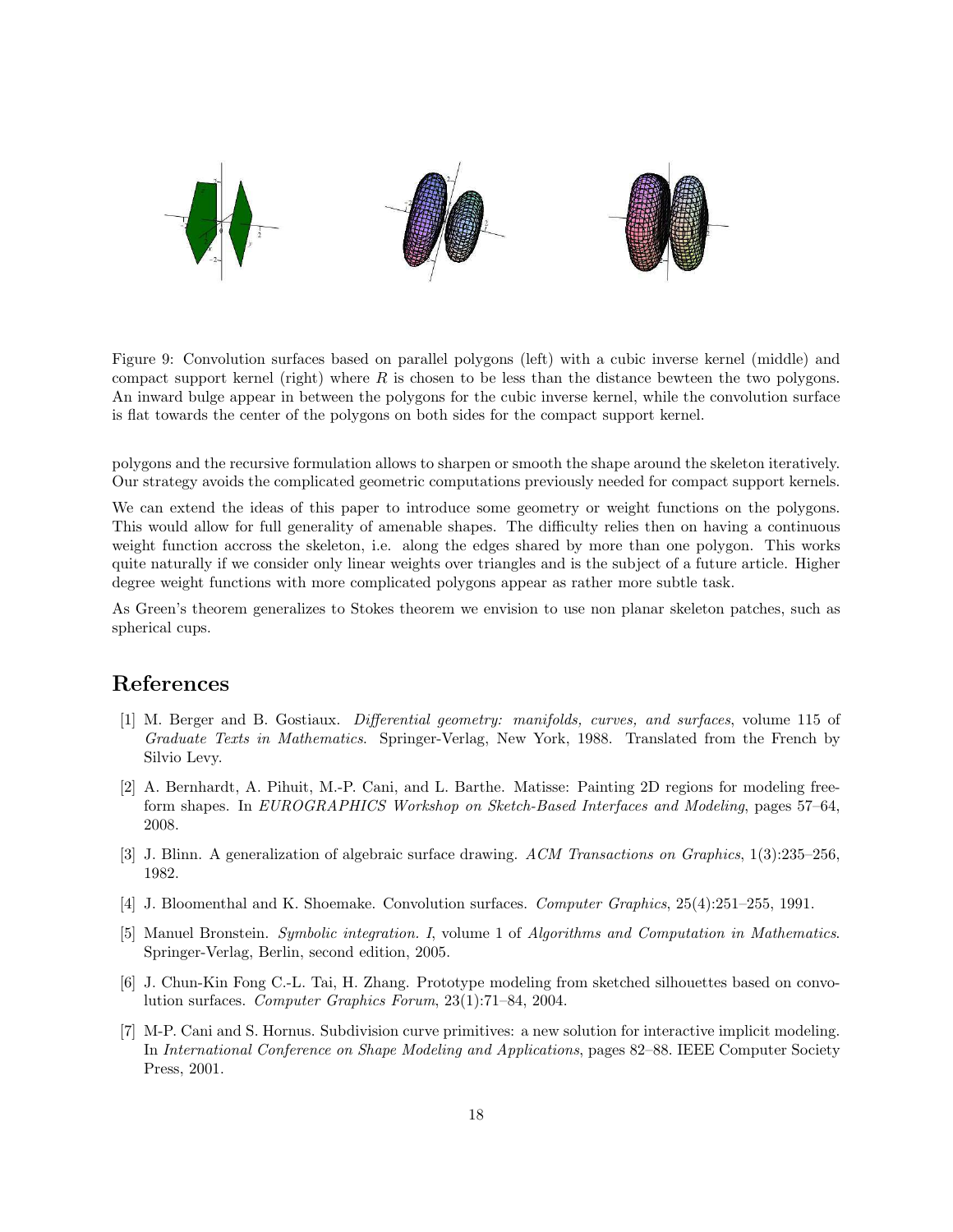Figure 9: Convolution surfaces based on parallel polygons (left) with a cubic inverse kernel (middle) and compact support kernel (right) where $R$ is chosen to be less than the distance bewteen the two polygons. An inward bulge appear in between the polygons for the cubic inverse kernel, while the convolution surface is flat towards the center of the polygons on both sides for the compact support kernel.

polygons and the recursive formulation allows to sharpen or smooth the shape around the skeleton iteratively. Our strategy avoids the complicated geometric computations previously needed for compact support kernels.

We can extend the ideas of this paper to introduce some geometry or weight functions on the polygons. This would allow for full generality of amenable shapes. The difficulty relies then on having a continuous weight function accross the skeleton, i.e. along the edges shared by more than one polygon. This works quite naturally if we consider only linear weights over triangles and is the subject of a future article. Higher degree weight functions with more complicated polygons appear as rather more subtle task.

As Green's theorem generalizes to Stokes theorem we envision to use non planar skeleton patches, such as spherical cups.

# References

[1] M. Berger and B. Gostiaux. *Differential geometry: manifolds, curves, and surfaces*, volume 115 of *Graduate Texts in Mathematics*. Springer-Verlag, New York, 1988. Translated from the French by Silvio Levy.

[2] A. Bernhardt, A. Pihuit, M.-P. Cani, and L. Barthe. Matisse: Painting 2D regions for modeling free-form shapes. In *EUROGRAPHICS Workshop on Sketch-Based Interfaces and Modeling*, pages 57–64, 2008.

[3] J. Blinn. A generalization of algebraic surface drawing. *ACM Transactions on Graphics*, 1(3):235–256, 1982.

[4] J. Bloomenthal and K. Shoemake. Convolution surfaces. *Computer Graphics*, 25(4):251–255, 1991.

[5] Manuel Bronstein. *Symbolic integration. I*, volume 1 of *Algorithms and Computation in Mathematics*. Springer-Verlag, Berlin, second edition, 2005.

[6] J. Chun-Kin Fong C.-L. Tai, H. Zhang. Prototype modeling from sketched silhouettes based on convolution surfaces. *Computer Graphics Forum*, 23(1):71–84, 2004.

[7] M-P. Cani and S. Hornus. Subdivision curve primitives: a new solution for interactive implicit modeling. In *International Conference on Shape Modeling and Applications*, pages 82–88. IEEE Computer Society Press, 2001.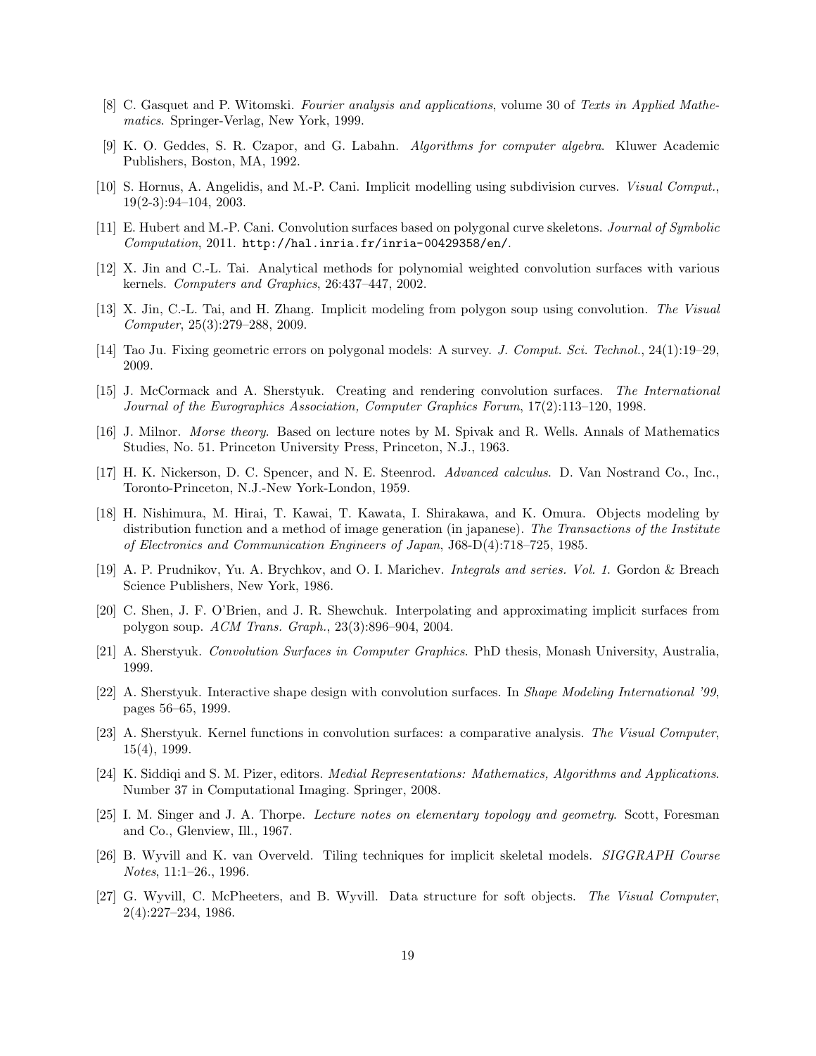[8] C. Gasquet and P. Witomski. *Fourier analysis and applications*, volume 30 of *Texts in Applied Mathematics*. Springer-Verlag, New York, 1999.

[9] K. O. Geddes, S. R. Czapor, and G. Labahn. *Algorithms for computer algebra*. Kluwer Academic Publishers, Boston, MA, 1992.

[10] S. Hornus, A. Angelidis, and M.-P. Cani. Implicit modelling using subdivision curves. *Visual Comput.*, 19(2-3):94–104, 2003.

[11] E. Hubert and M.-P. Cani. Convolution surfaces based on polygonal curve skeletons. *Journal of Symbolic Computation*, 2011. `http://hal.inria.fr/inria-00429358/en/`.

[12] X. Jin and C.-L. Tai. Analytical methods for polynomial weighted convolution surfaces with various kernels. *Computers and Graphics*, 26:437–447, 2002.

[13] X. Jin, C.-L. Tai, and H. Zhang. Implicit modeling from polygon soup using convolution. *The Visual Computer*, 25(3):279–288, 2009.

[14] Tao Ju. Fixing geometric errors on polygonal models: A survey. *J. Comput. Sci. Technol.*, 24(1):19–29, 2009.

[15] J. McCormack and A. Sherstyuk. Creating and rendering convolution surfaces. *The International Journal of the Eurographics Association, Computer Graphics Forum*, 17(2):113–120, 1998.

[16] J. Milnor. *Morse theory*. Based on lecture notes by M. Spivak and R. Wells. Annals of Mathematics Studies, No. 51. Princeton University Press, Princeton, N.J., 1963.

[17] H. K. Nickerson, D. C. Spencer, and N. E. Steenrod. *Advanced calculus*. D. Van Nostrand Co., Inc., Toronto-Princeton, N.J.-New York-London, 1959.

[18] H. Nishimura, M. Hirai, T. Kawai, T. Kawata, I. Shirakawa, and K. Omura. Objects modeling by distribution function and a method of image generation (in japanese). *The Transactions of the Institute of Electronics and Communication Engineers of Japan*, J68-D(4):718–725, 1985.

[19] A. P. Prudnikov, Yu. A. Brychkov, and O. I. Marichev. *Integrals and series. Vol. 1*. Gordon & Breach Science Publishers, New York, 1986.

[20] C. Shen, J. F. O'Brien, and J. R. Shewchuk. Interpolating and approximating implicit surfaces from polygon soup. *ACM Trans. Graph.*, 23(3):896–904, 2004.

[21] A. Sherstyuk. *Convolution Surfaces in Computer Graphics*. PhD thesis, Monash University, Australia, 1999.

[22] A. Sherstyuk. Interactive shape design with convolution surfaces. In *Shape Modeling International '99*, pages 56–65, 1999.

[23] A. Sherstyuk. Kernel functions in convolution surfaces: a comparative analysis. *The Visual Computer*, 15(4), 1999.

[24] K. Siddiqi and S. M. Pizer, editors. *Medial Representations: Mathematics, Algorithms and Applications*. Number 37 in Computational Imaging. Springer, 2008.

[25] I. M. Singer and J. A. Thorpe. *Lecture notes on elementary topology and geometry*. Scott, Foresman and Co., Glenview, Ill., 1967.

[26] B. Wyvill and K. van Overveld. Tiling techniques for implicit skeletal models. *SIGGRAPH Course Notes*, 11:1–26., 1996.

[27] G. Wyvill, C. McPheeters, and B. Wyvill. Data structure for soft objects. *The Visual Computer*, 2(4):227–234, 1986.